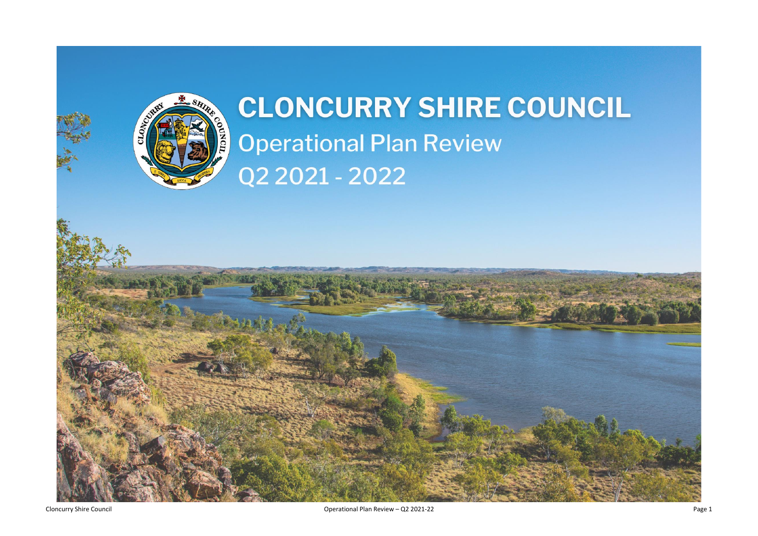# CLONCURRY SHIRE COUNCIL

## Operational Plan Review

## Q2 2021 - 2022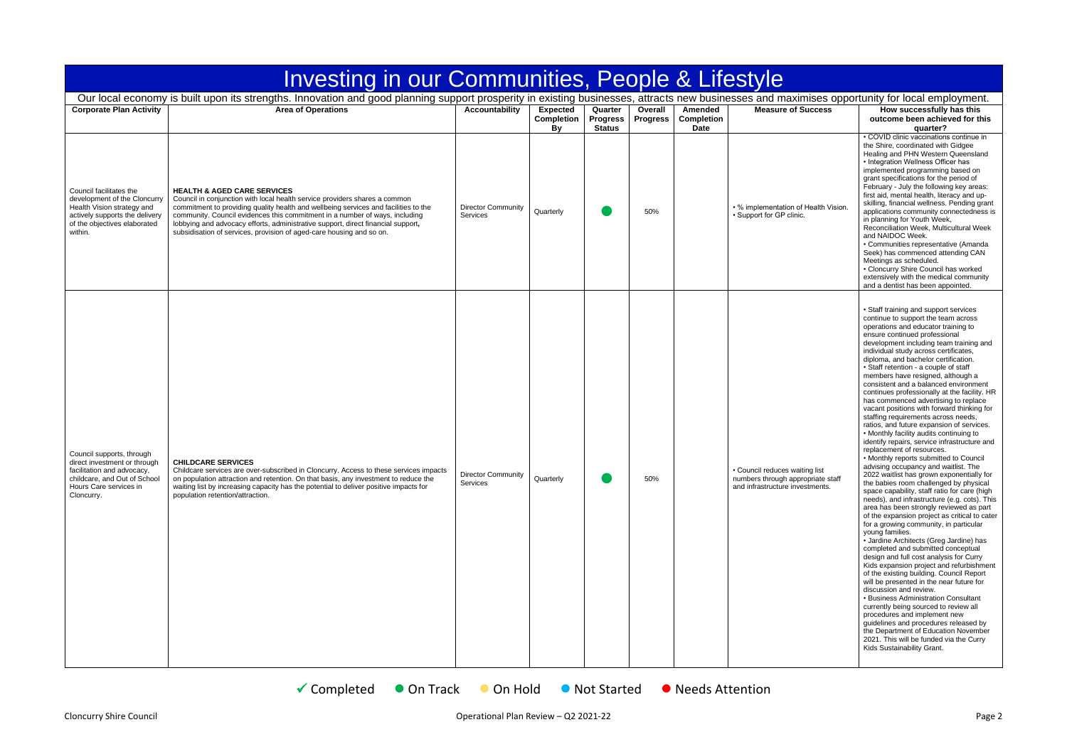# Investing in our Communities, People & Lifestyle

Our local economy is built upon its strengths. Innovation and good planning support prosperity in existing businesses, attracts new businesses and maximises opportunity for local employment.

| Corporate Plan Activity | Area of Operations | Accountability | Expected Completion By | Quarter Progress Status | Overall Progress | Amended Completion Date | Measure of Success | How successfully has this outcome been achieved for this quarter? |
|---|---|---|---|---|---|---|---|---|
| Council facilitates the development of the Cloncurry Health Vision strategy and actively supports the delivery of the objectives elaborated within. | **HEALTH & AGED CARE SERVICES**<br>Council in conjunction with local health service providers shares a common commitment to providing quality health and wellbeing services and facilities to the community. Council evidences this commitment in a number of ways, including lobbying and advocacy efforts, administrative support, direct financial support, subsidisation of services, provision of aged-care housing and so on. | Director Community Services | Quarterly | ● | 50% | | • % implementation of Health Vision.<br>• Support for GP clinic. | • COVID clinic vaccinations continue in the Shire, coordinated with Gidgee Healing and PHN Western Queensland<br>• Integration Wellness Officer has implemented programming based on grant specifications for the period of February - July the following key areas: first aid, mental health, literacy and up-skilling, financial wellness. Pending grant applications community connectedness is in planning for Youth Week, Reconciliation Week, Multicultural Week and NAIDOC Week.<br>• Communities representative (Amanda Seek) has commenced attending CAN Meetings as scheduled.<br>• Cloncurry Shire Council has worked extensively with the medical community and a dentist has been appointed. |
| Council supports, through direct investment or through facilitation and advocacy, childcare, and Out of School Hours Care services in Cloncurry. | **CHILDCARE SERVICES**<br>Childcare services are over-subscribed in Cloncurry. Access to these services impacts on population attraction and retention. On that basis, any investment to reduce the waiting list by increasing capacity has the potential to deliver positive impacts for population retention/attraction. | Director Community Services | Quarterly | ● | 50% | | • Council reduces waiting list numbers through appropriate staff and infrastructure investments. | • Staff training and support services continue to support the team across operations and educator training to ensure continued professional development including team training and individual study across certificates, diploma, and bachelor certification.<br>• Staff retention - a couple of staff members have resigned, although a consistent and a balanced environment continues professionally at the facility. HR has commenced advertising to replace vacant positions with forward thinking for staffing requirements across needs, ratios, and future expansion of services.<br>• Monthly facility audits continuing to identify repairs, service infrastructure and replacement of resources.<br>• Monthly reports submitted to Council advising occupancy and waitlist. The 2022 waitlist has grown exponentially for the babies room challenged by physical space capability, staff ratio for care (high needs), and infrastructure (e.g. cots). This area has been strongly reviewed as part of the expansion project as critical to cater for a growing community, in particular young families.<br>• Jardine Architects (Greg Jardine) has completed and submitted conceptual design and full cost analysis for Curry Kids expansion project and refurbishment of the existing building. Council Report will be presented in the near future for discussion and review.<br>• Business Administration Consultant currently being sourced to review all procedures and implement new guidelines and procedures released by the Department of Education November 2021. This will be funded via the Curry Kids Sustainability Grant. |

✓ Completed ● On Track ● On Hold ● Not Started ● Needs Attention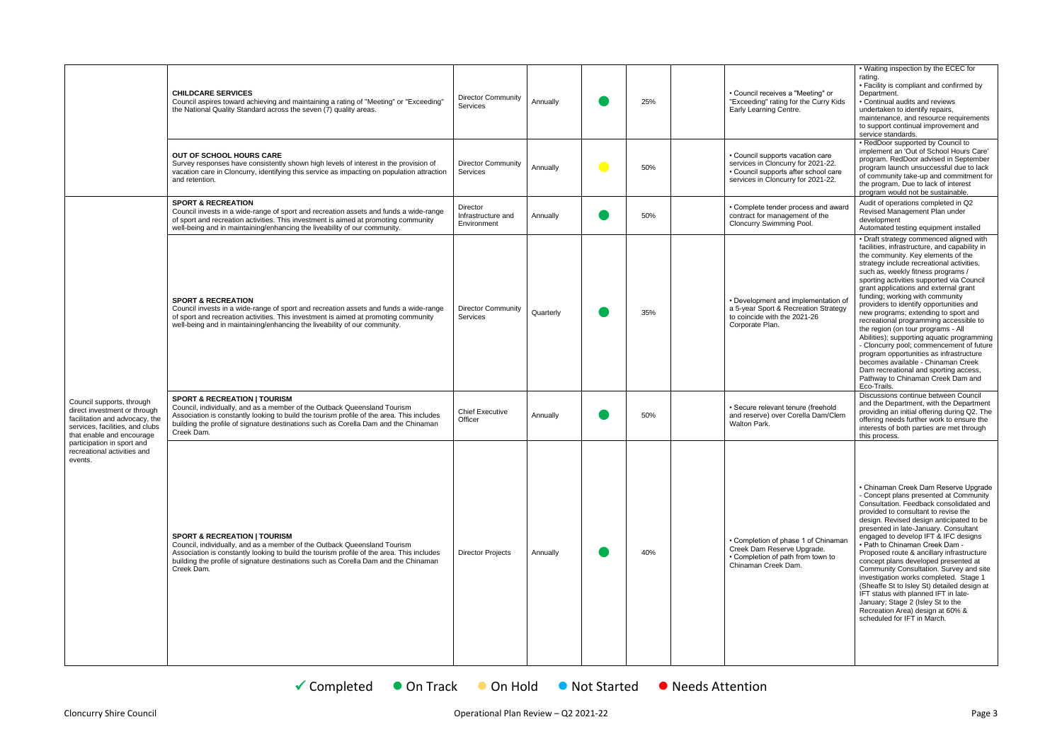| | | | | | | | | |
|---|---|---|---|---|---|---|---|---|
| | **CHILDCARE SERVICES** Council aspires toward achieving and maintaining a rating of "Meeting" or "Exceeding" the National Quality Standard across the seven (7) quality areas. | Director Community Services | Annually | ● | 25% | | • Council receives a "Meeting" or "Exceeding" rating for the Curry Kids Early Learning Centre. | • Waiting inspection by the ECEC for rating. • Facility is compliant and confirmed by Department. • Continual audits and reviews undertaken to identify repairs, maintenance, and resource requirements to support continual improvement and service standards. |
| | **OUT OF SCHOOL HOURS CARE** Survey responses have consistently shown high levels of interest in the provision of vacation care in Cloncurry, identifying this service as impacting on population attraction and retention. | Director Community Services | Annually | ● | 50% | | • Council supports vacation care services in Cloncurry for 2021-22. • Council supports after school care services in Cloncurry for 2021-22. | • RedDoor supported by Council to implement an 'Out of School Hours Care' program. RedDoor advised in September program launch unsuccessful due to lack of community take-up and commitment for the program. Due to lack of interest program would not be sustainable. |
| Council supports, through direct investment or through facilitation and advocacy, the services, facilities, and clubs that enable and encourage participation in sport and recreational activities and events. | **SPORT & RECREATION** Council invests in a wide-range of sport and recreation assets and funds a wide-range of sport and recreation activities. This investment is aimed at promoting community well-being and in maintaining/enhancing the liveability of our community. | Director Infrastructure and Environment | Annually | ● | 50% | | • Complete tender process and award contract for management of the Cloncurry Swimming Pool. | Audit of operations completed in Q2 Revised Management Plan under development Automated testing equipment installed |
| | **SPORT & RECREATION** Council invests in a wide-range of sport and recreation assets and funds a wide-range of sport and recreation activities. This investment is aimed at promoting community well-being and in maintaining/enhancing the liveability of our community. | Director Community Services | Quarterly | ● | 35% | | • Development and implementation of a 5-year Sport & Recreation Strategy to coincide with the 2021-26 Corporate Plan. | • Draft strategy commenced aligned with facilities, infrastructure, and capability in the community. Key elements of the strategy include recreational activities, such as, weekly fitness programs / sporting activities supported via Council grant applications and external grant funding; working with community providers to identify opportunities and new programs; extending to sport and recreational programming accessible to the region (on tour programs - All Abilities); supporting aquatic programming - Cloncurry pool; commencement of future program opportunities as infrastructure becomes available - Chinaman Creek Dam recreational and sporting access, Pathway to Chinaman Creek Dam and Eco-Trails. |
| | **SPORT & RECREATION \| TOURISM** Council, individually, and as a member of the Outback Queensland Tourism Association is constantly looking to build the tourism profile of the area. This includes building the profile of signature destinations such as Corella Dam and the Chinaman Creek Dam. | Chief Executive Officer | Annually | ● | 50% | | • Secure relevant tenure (freehold and reserve) over Corella Dam/Clem Walton Park. | Discussions continue between Council and the Department, with the Department providing an initial offering during Q2. The offering needs further work to ensure the interests of both parties are met through this process. |
| | **SPORT & RECREATION \| TOURISM** Council, individually, and as a member of the Outback Queensland Tourism Association is constantly looking to build the tourism profile of the area. This includes building the profile of signature destinations such as Corella Dam and the Chinaman Creek Dam. | Director Projects | Annually | ● | 40% | | • Completion of phase 1 of Chinaman Creek Dam Reserve Upgrade. • Completion of path from town to Chinaman Creek Dam. | • Chinaman Creek Dam Reserve Upgrade - Concept plans presented at Community Consultation. Feedback consolidated and provided to consultant to revise the design. Revised design anticipated to be presented in late-January. Consultant engaged to develop IFT & IFC designs • Path to Chinaman Creek Dam - Proposed route & ancillary infrastructure concept plans developed presented at Community Consultation. Survey and site investigation works completed. Stage 1 (Sheaffe St to Isley St) detailed design at IFT status with planned IFT in late-January; Stage 2 (Isley St to the Recreation Area) design at 60% & scheduled for IFT in March. |

✓ Completed ● On Track ● On Hold ● Not Started ● Needs Attention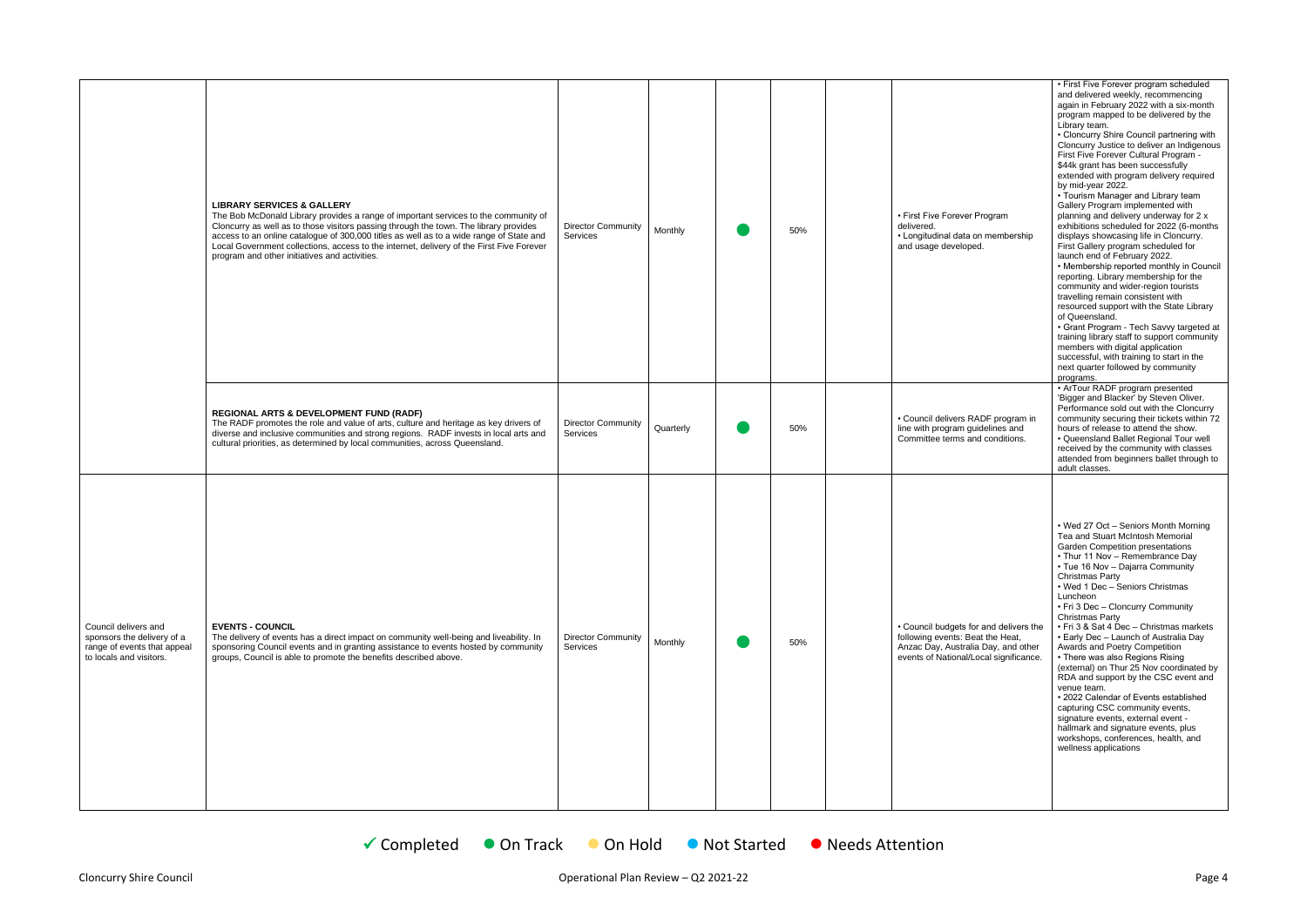| | | | | | | | | |
|---|---|---|---|---|---|---|---|---|
| | **LIBRARY SERVICES & GALLERY**<br>The Bob McDonald Library provides a range of important services to the community of Cloncurry as well as to those visitors passing through the town. The library provides access to an online catalogue of 300,000 titles as well as to a wide range of State and Local Government collections, access to the internet, delivery of the First Five Forever program and other initiatives and activities. | Director Community Services | Monthly | ● | 50% | | • First Five Forever Program delivered.<br>• Longitudinal data on membership and usage developed. | • First Five Forever program scheduled and delivered weekly, recommencing again in February 2022 with a six-month program mapped to be delivered by the Library team.<br>• Cloncurry Shire Council partnering with Cloncurry Justice to deliver an Indigenous First Five Forever Cultural Program - $44k grant has been successfully extended with program delivery required by mid-year 2022.<br>• Tourism Manager and Library team Gallery Program implemented with planning and delivery underway for 2 x exhibitions scheduled for 2022 (6-months displays showcasing life in Cloncurry. First Gallery program scheduled for launch end of February 2022.<br>• Membership reported monthly in Council reporting. Library membership for the community and wider-region tourists travelling remain consistent with resourced support with the State Library of Queensland.<br>• Grant Program - Tech Savvy targeted at training library staff to support community members with digital application successful, with training to start in the next quarter followed by community programs. |
| | **REGIONAL ARTS & DEVELOPMENT FUND (RADF)**<br>The RADF promotes the role and value of arts, culture and heritage as key drivers of diverse and inclusive communities and strong regions. RADF invests in local arts and cultural priorities, as determined by local communities, across Queensland. | Director Community Services | Quarterly | ● | 50% | | • Council delivers RADF program in line with program guidelines and Committee terms and conditions. | • ArTour RADF program presented 'Bigger and Blacker' by Steven Oliver. Performance sold out with the Cloncurry community securing their tickets within 72 hours of release to attend the show.<br>• Queensland Ballet Regional Tour well received by the community with classes attended from beginners ballet through to adult classes. |
| Council delivers and sponsors the delivery of a range of events that appeal to locals and visitors. | **EVENTS - COUNCIL**<br>The delivery of events has a direct impact on community well-being and liveability. In sponsoring Council events and in granting assistance to events hosted by community groups, Council is able to promote the benefits described above. | Director Community Services | Monthly | ● | 50% | | • Council budgets for and delivers the following events: Beat the Heat, Anzac Day, Australia Day, and other events of National/Local significance. | • Wed 27 Oct – Seniors Month Morning Tea and Stuart McIntosh Memorial Garden Competition presentations<br>• Thur 11 Nov – Remembrance Day<br>• Tue 16 Nov – Dajarra Community Christmas Party<br>• Wed 1 Dec – Seniors Christmas Luncheon<br>• Fri 3 Dec – Cloncurry Community Christmas Party<br>• Fri 3 & Sat 4 Dec – Christmas markets<br>• Early Dec – Launch of Australia Day Awards and Poetry Competition<br>• There was also Regions Rising (external) on Thur 25 Nov coordinated by RDA and support by the CSC event and venue team.<br>• 2022 Calendar of Events established capturing CSC community events, signature events, external event - hallmark and signature events, plus workshops, conferences, health, and wellness applications |

✓ Completed ● On Track ● On Hold ● Not Started ● Needs Attention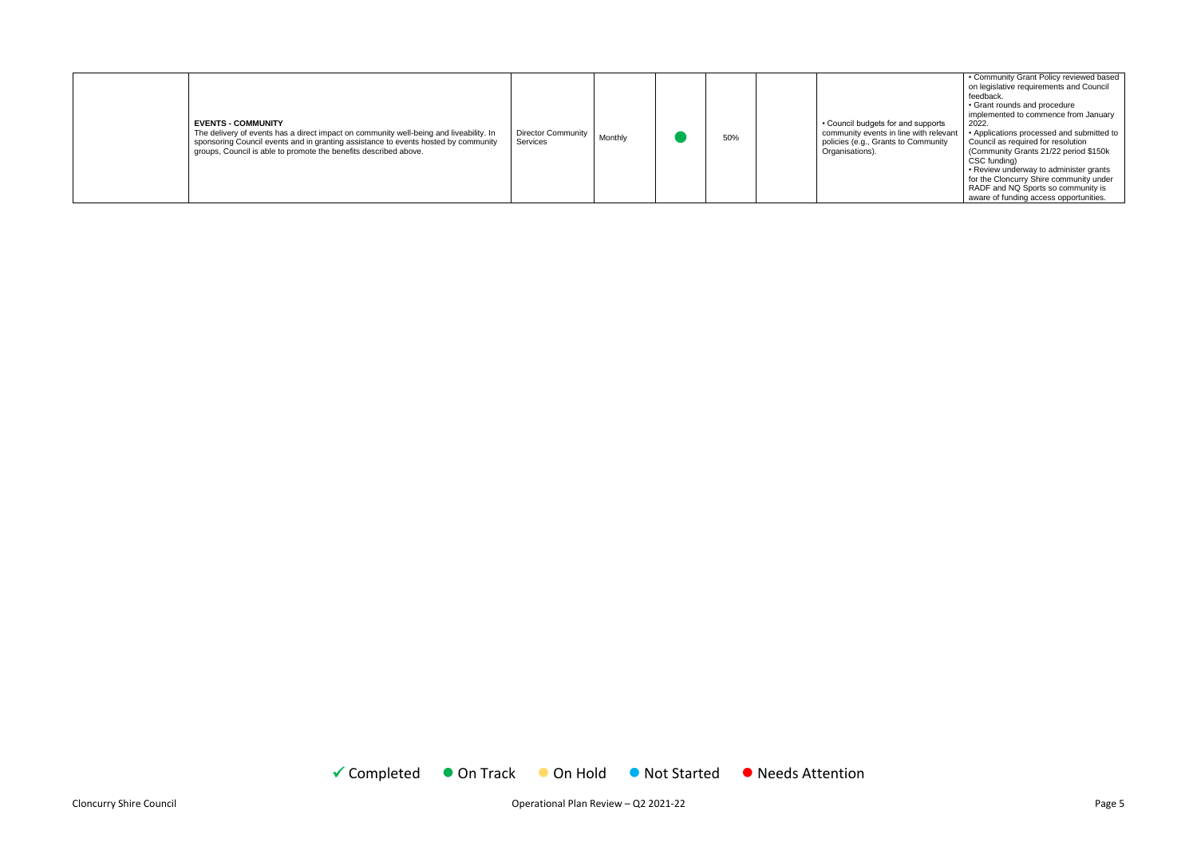|  |  |  |  |  |  |  |  |  |
|---|---|---|---|---|---|---|---|---|
|  | **EVENTS - COMMUNITY**<br>The delivery of events has a direct impact on community well-being and liveability. In sponsoring Council events and in granting assistance to events hosted by community groups, Council is able to promote the benefits described above. | Director Community Services | Monthly | ● | 50% |  | • Council budgets for and supports community events in line with relevant policies (e.g., Grants to Community Organisations). | • Community Grant Policy reviewed based on legislative requirements and Council feedback.<br>• Grant rounds and procedure implemented to commence from January 2022.<br>• Applications processed and submitted to Council as required for resolution (Community Grants 21/22 period $150k CSC funding)<br>• Review underway to administer grants for the Cloncurry Shire community under RADF and NQ Sports so community is aware of funding access opportunities. |

✓ Completed ● On Track ● On Hold ● Not Started ● Needs Attention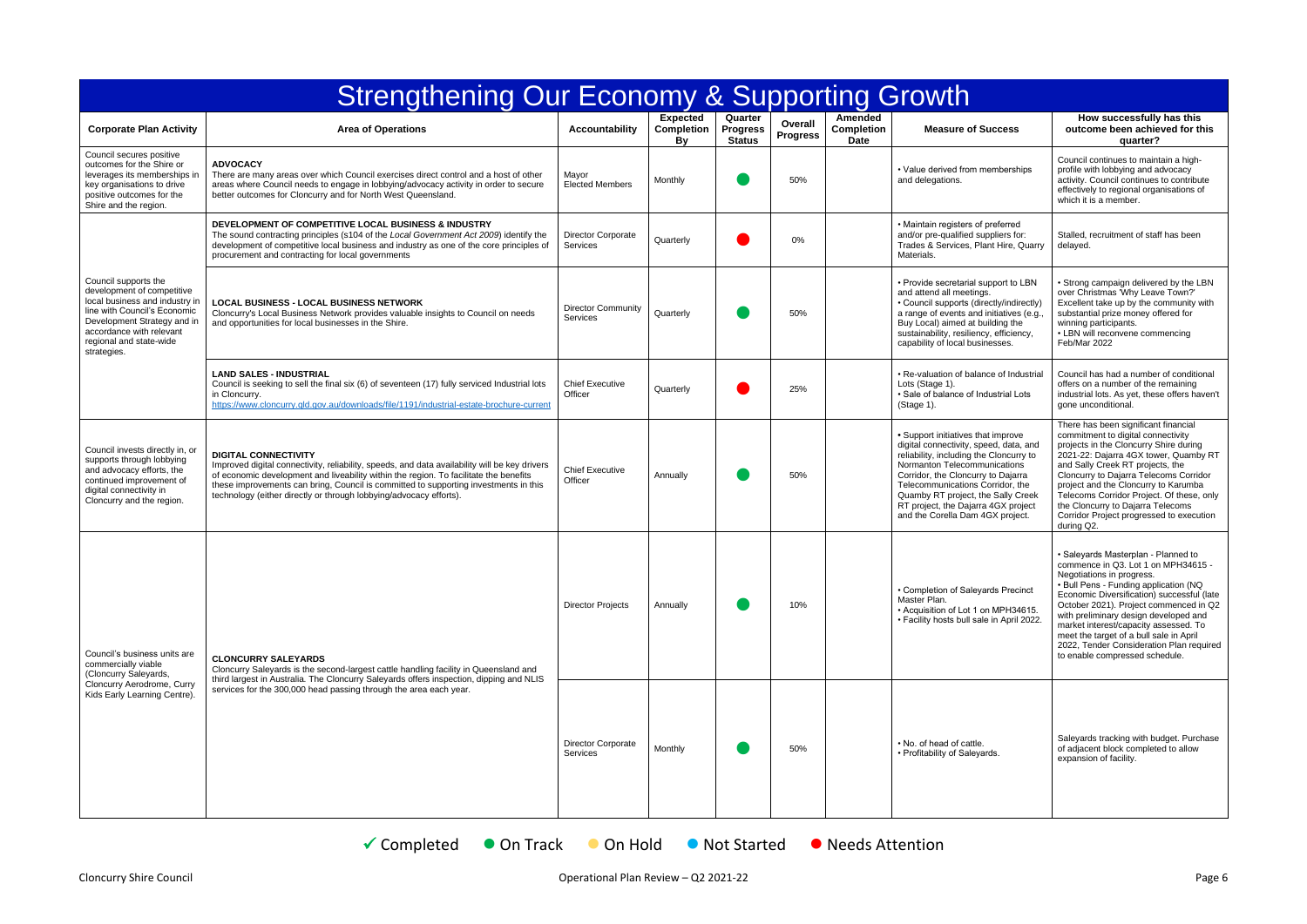# Strengthening Our Economy & Supporting Growth

| Corporate Plan Activity | Area of Operations | Accountability | Expected Completion By | Quarter Progress Status | Overall Progress | Amended Completion Date | Measure of Success | How successfully has this outcome been achieved for this quarter? |
|---|---|---|---|---|---|---|---|---|
| Council secures positive outcomes for the Shire or leverages its memberships in key organisations to drive positive outcomes for the Shire and the region. | **ADVOCACY**<br>There are many areas over which Council exercises direct control and a host of other areas where Council needs to engage in lobbying/advocacy activity in order to secure better outcomes for Cloncurry and for North West Queensland. | Mayor<br>Elected Members | Monthly | ● On Track | 50% | | • Value derived from memberships and delegations. | Council continues to maintain a high-profile with lobbying and advocacy activity. Council continues to contribute effectively to regional organisations of which it is a member. |
| Council supports the development of competitive local business and industry in line with Council's Economic Development Strategy and in accordance with relevant regional and state-wide strategies. | **DEVELOPMENT OF COMPETITIVE LOCAL BUSINESS & INDUSTRY**<br>The sound contracting principles (s104 of the *Local Government Act 2009*) identify the development of competitive local business and industry as one of the core principles of procurement and contracting for local governments | Director Corporate Services | Quarterly | ● Needs Attention | 0% | | • Maintain registers of preferred and/or pre-qualified suppliers for: Trades & Services, Plant Hire, Quarry Materials. | Stalled, recruitment of staff has been delayed. |
| | **LOCAL BUSINESS - LOCAL BUSINESS NETWORK**<br>Cloncurry's Local Business Network provides valuable insights to Council on needs and opportunities for local businesses in the Shire. | Director Community Services | Quarterly | ● On Track | 50% | | • Provide secretarial support to LBN and attend all meetings.<br>• Council supports (directly/indirectly) a range of events and initiatives (e.g., Buy Local) aimed at building the sustainability, resiliency, efficiency, capability of local businesses. | • Strong campaign delivered by the LBN over Christmas 'Why Leave Town?' Excellent take up by the community with substantial prize money offered for winning participants.<br>• LBN will reconvene commencing Feb/Mar 2022 |
| | **LAND SALES - INDUSTRIAL**<br>Council is seeking to sell the final six (6) of seventeen (17) fully serviced Industrial lots in Cloncurry.<br>https://www.cloncurry.qld.gov.au/downloads/file/1191/industrial-estate-brochure-current | Chief Executive Officer | Quarterly | ● Needs Attention | 25% | | • Re-valuation of balance of Industrial Lots (Stage 1).<br>• Sale of balance of Industrial Lots (Stage 1). | Council has had a number of conditional offers on a number of the remaining industrial lots. As yet, these offers haven't gone unconditional. |
| Council invests directly in, or supports through lobbying and advocacy efforts, the continued improvement of digital connectivity in Cloncurry and the region. | **DIGITAL CONNECTIVITY**<br>Improved digital connectivity, reliability, speeds, and data availability will be key drivers of economic development and liveability within the region. To facilitate the benefits these improvements can bring, Council is committed to supporting investments in this technology (either directly or through lobbying/advocacy efforts). | Chief Executive Officer | Annually | ● On Track | 50% | | • Support initiatives that improve digital connectivity, speed, data, and reliability, including the Cloncurry to Normanton Telecommunications Corridor, the Cloncurry to Dajarra Telecommunications Corridor, the Quamby RT project, the Sally Creek RT project, the Dajarra 4GX project and the Corella Dam 4GX project. | There has been significant financial commitment to digital connectivity projects in the Cloncurry Shire during 2021-22: Dajarra 4GX tower, Quamby RT and Sally Creek RT projects, the Cloncurry to Dajarra Telecoms Corridor project and the Cloncurry to Karumba Telecoms Corridor Project. Of these, only the Cloncurry to Dajarra Telecoms Corridor Project progressed to execution during Q2. |
| Council's business units are commercially viable (Cloncurry Saleyards, Cloncurry Aerodrome, Curry Kids Early Learning Centre). | **CLONCURRY SALEYARDS**<br>Cloncurry Saleyards is the second-largest cattle handling facility in Queensland and third largest in Australia. The Cloncurry Saleyards offers inspection, dipping and NLIS services for the 300,000 head passing through the area each year. | Director Projects | Annually | ● On Track | 10% | | • Completion of Saleyards Precinct Master Plan.<br>• Acquisition of Lot 1 on MPH34615.<br>• Facility hosts bull sale in April 2022. | • Saleyards Masterplan - Planned to commence in Q3. Lot 1 on MPH34615 - Negotiations in progress.<br>• Bull Pens - Funding application (NQ Economic Diversification) successful (late October 2021). Project commenced in Q2 with preliminary design developed and market interest/capacity assessed. To meet the target of a bull sale in April 2022, Tender Consideration Plan required to enable compressed schedule. |
| | | Director Corporate Services | Monthly | ● On Track | 50% | | • No. of head of cattle.<br>• Profitability of Saleyards. | Saleyards tracking with budget. Purchase of adjacent block completed to allow expansion of facility. |

✓ Completed ● On Track ● On Hold ● Not Started ● Needs Attention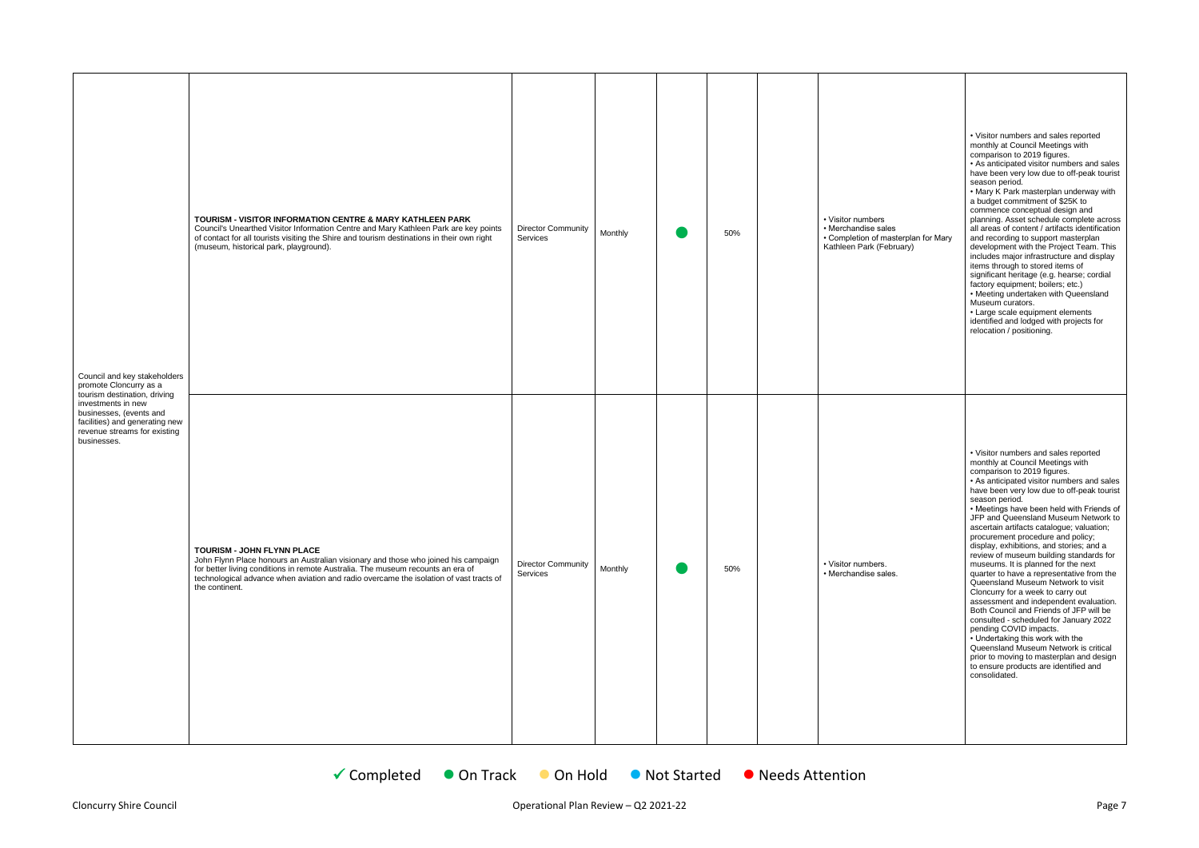| | | | | | | | | |
|---|---|---|---|---|---|---|---|---|
| Council and key stakeholders promote Cloncurry as a tourism destination, driving investments in new businesses, (events and facilities) and generating new revenue streams for existing businesses. | **TOURISM - VISITOR INFORMATION CENTRE & MARY KATHLEEN PARK**<br>Council's Unearthed Visitor Information Centre and Mary Kathleen Park are key points of contact for all tourists visiting the Shire and tourism destinations in their own right (museum, historical park, playground). | Director Community Services | Monthly | ● | 50% | | • Visitor numbers<br>• Merchandise sales<br>• Completion of masterplan for Mary Kathleen Park (February) | • Visitor numbers and sales reported monthly at Council Meetings with comparison to 2019 figures.<br>• As anticipated visitor numbers and sales have been very low due to off-peak tourist season period.<br>• Mary K Park masterplan underway with a budget commitment of $25K to commence conceptual design and planning. Asset schedule complete across all areas of content / artifacts identification and recording to support masterplan development with the Project Team. This includes major infrastructure and display items through to stored items of significant heritage (e.g. hearse; cordial factory equipment; boilers; etc.)<br>• Meeting undertaken with Queensland Museum curators.<br>• Large scale equipment elements identified and lodged with projects for relocation / positioning. |
| | **TOURISM - JOHN FLYNN PLACE**<br>John Flynn Place honours an Australian visionary and those who joined his campaign for better living conditions in remote Australia. The museum recounts an era of technological advance when aviation and radio overcame the isolation of vast tracts of the continent. | Director Community Services | Monthly | ● | 50% | | • Visitor numbers.<br>• Merchandise sales. | • Visitor numbers and sales reported monthly at Council Meetings with comparison to 2019 figures.<br>• As anticipated visitor numbers and sales have been very low due to off-peak tourist season period.<br>• Meetings have been held with Friends of JFP and Queensland Museum Network to ascertain artifacts catalogue; valuation; procurement procedure and policy; display, exhibitions, and stories; and a review of museum building standards for museums. It is planned for the next quarter to have a representative from the Queensland Museum Network to visit Cloncurry for a week to carry out assessment and independent evaluation. Both Council and Friends of JFP will be consulted - scheduled for January 2022 pending COVID impacts.<br>• Undertaking this work with the Queensland Museum Network is critical prior to moving to masterplan and design to ensure products are identified and consolidated. |

✔ Completed ● On Track ● On Hold ● Not Started ● Needs Attention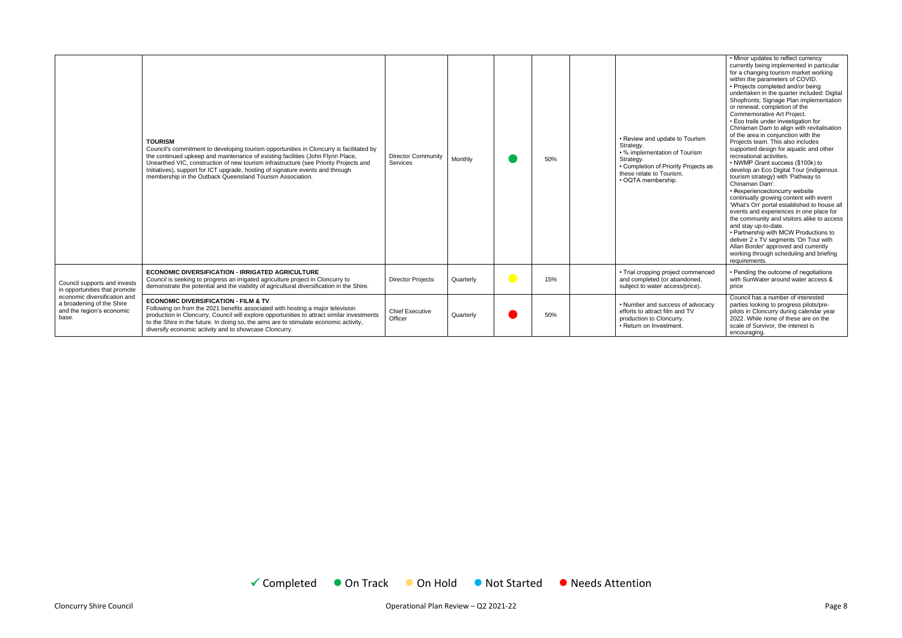| | | | | | | | | |
|---|---|---|---|---|---|---|---|---|
| | **TOURISM**<br>Council's commitment to developing tourism opportunities in Cloncurry is facilitated by the continued upkeep and maintenance of existing facilities (John Flynn Place, Unearthed VIC, construction of new tourism infrastructure (see Priority Projects and Initiatives), support for ICT upgrade, hosting of signature events and through membership in the Outback Queensland Tourism Association. | Director Community Services | Monthly | ● | 50% | | • Review and update to Tourism Strategy.<br>• % implementation of Tourism Strategy.<br>• Completion of Priority Projects as these relate to Tourism.<br>• OQTA membership. | • Minor updates to reflect currency currently being implemented in particular for a changing tourism market working within the parameters of COVID.<br>• Projects completed and/or being undertaken in the quarter included: Digital Shopfronts; Signage Plan implementation or renewal; completion of the Commemorative Art Project.<br>• Eco trails under investigation for Chinaman Dam to align with revitalisation of the area in conjunction with the Projects team. This also includes supported design for aquatic and other recreational activities.<br>• NWMP Grant success ($100k) to develop an Eco Digital Tour (indigenous tourism strategy) with 'Pathway to Chinaman Dam'.<br>• #experiencecloncurry website continually growing content with event 'What's On' portal established to house all events and experiences in one place for the community and visitors alike to access and stay up-to-date.<br>• Partnership with MCW Productions to deliver 2 x TV segments 'On Tour with Allan Border' approved and currently working through scheduling and briefing requirements. |
| Council supports and invests in opportunities that promote economic diversification and a broadening of the Shire and the region's economic base. | **ECONOMIC DIVERSIFICATION - IRRIGATED AGRICULTURE**<br>Council is seeking to progress an irrigated agriculture project in Cloncurry to demonstrate the potential and the viability of agricultural diversification in the Shire. | Director Projects | Quarterly | ● | 15% | | • Trial cropping project commenced and completed (or abandoned, subject to water access/price). | • Pending the outcome of negotiations with SunWater around water access & price |
| | **ECONOMIC DIVERSIFICATION - FILM & TV**<br>Following on from the 2021 benefits associated with hosting a major television production in Cloncurry, Council will explore opportunities to attract similar investments to the Shire in the future. In doing so, the aims are to stimulate economic activity, diversify economic activity and to showcase Cloncurry. | Chief Executive Officer | Quarterly | ● | 50% | | • Number and success of advocacy efforts to attract film and TV production to Cloncurry.<br>• Return on Investment. | Council has a number of interested parties looking to progress pilots/pre-pilots in Cloncurry during calendar year 2022. While none of these are on the scale of Survivor, the interest is encouraging. |

✓ Completed ● On Track ● On Hold ● Not Started ● Needs Attention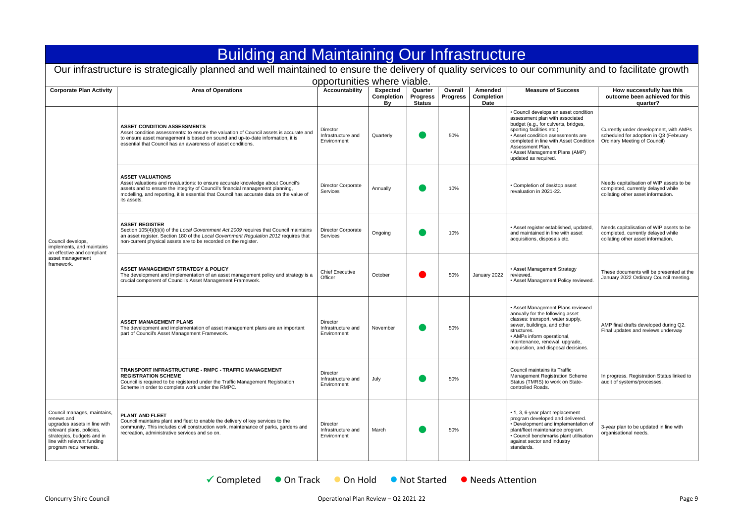# Building and Maintaining Our Infrastructure

## Our infrastructure is strategically planned and well maintained to ensure the delivery of quality services to our community and to facilitate growth opportunities where viable.

| Corporate Plan Activity | Area of Operations | Accountability | Expected Completion By | Quarter Progress Status | Overall Progress | Amended Completion Date | Measure of Success | How successfully has this outcome been achieved for this quarter? |
|---|---|---|---|---|---|---|---|---|
| Council develops, implements, and maintains an effective and compliant asset management framework. | **ASSET CONDITION ASSESSMENTS**<br>Asset condition assessments: to ensure the valuation of Council assets is accurate and to ensure asset management is based on sound and up-to-date information, it is essential that Council has an awareness of asset conditions. | Director Infrastructure and Environment | Quarterly | ● (On Track) | 50% | | • Council develops an asset condition assessment plan with associated budget (e.g., for culverts, bridges, sporting facilities etc.).<br>• Asset condition assessments are completed in line with Asset Condition Assessment Plan.<br>• Asset Management Plans (AMP) updated as required. | Currently under development, with AMPs scheduled for adoption in Q3 (February Ordinary Meeting of Council) |
| | **ASSET VALUATIONS**<br>Asset valuations and revaluations: to ensure accurate knowledge about Council's assets and to ensure the integrity of Council's financial management planning, modelling, and reporting, it is essential that Council has accurate data on the value of its assets. | Director Corporate Services | Annually | ● (On Track) | 10% | | • Completion of desktop asset revaluation in 2021-22. | Needs capitalisation of WIP assets to be completed, currently delayed while collating other asset information. |
| | **ASSET REGISTER**<br>Section 105(4)(b)(ii) of the *Local Government Act 2009* requires that Council maintains an asset register. Section 180 of the *Local Government Regulation 2012* requires that non-current physical assets are to be recorded on the register. | Director Corporate Services | Ongoing | ● (On Track) | 10% | | • Asset register established, updated, and maintained in line with asset acquisitions, disposals etc. | Needs capitalisation of WIP assets to be completed, currently delayed while collating other asset information. |
| | **ASSET MANAGEMENT STRATEGY & POLICY**<br>The development and implementation of an asset management policy and strategy is a crucial component of Council's Asset Management Framework. | Chief Executive Officer | October | ● (Needs Attention) | 50% | January 2022 | • Asset Management Strategy reviewed.<br>• Asset Management Policy reviewed. | These documents will be presented at the January 2022 Ordinary Council meeting. |
| | **ASSET MANAGEMENT PLANS**<br>The development and implementation of asset management plans are an important part of Council's Asset Management Framework. | Director Infrastructure and Environment | November | ● (On Track) | 50% | | • Asset Management Plans reviewed annually for the following asset classes: transport, water supply, sewer, buildings, and other structures.<br>• AMPs inform operational, maintenance, renewal, upgrade, acquisition, and disposal decisions. | AMP final drafts developed during Q2. Final updates and reviews underway |
| | **TRANSPORT INFRASTRUCTURE - RMPC - TRAFFIC MANAGEMENT REGISTRATION SCHEME**<br>Council is required to be registered under the Traffic Management Registration Scheme in order to complete work under the RMPC. | Director Infrastructure and Environment | July | ● (On Track) | 50% | | Council maintains its Traffic Management Registration Scheme Status (TMRS) to work on State-controlled Roads. | In progress. Registration Status linked to audit of systems/processes. |
| Council manages, maintains, renews and upgrades assets in line with relevant plans, policies, strategies, budgets and in line with relevant funding program requirements. | **PLANT AND FLEET**<br>Council maintains plant and fleet to enable the delivery of key services to the community. This includes civil construction work, maintenance of parks, gardens and recreation, administrative services and so on. | Director Infrastructure and Environment | March | ● (On Track) | 50% | | • 1, 3, 6-year plant replacement program developed and delivered.<br>• Development and implementation of plant/fleet maintenance program.<br>• Council benchmarks plant utilisation against sector and industry standards. | 3-year plan to be updated in line with organisational needs. |

✓ Completed ● On Track ● On Hold ● Not Started ● Needs Attention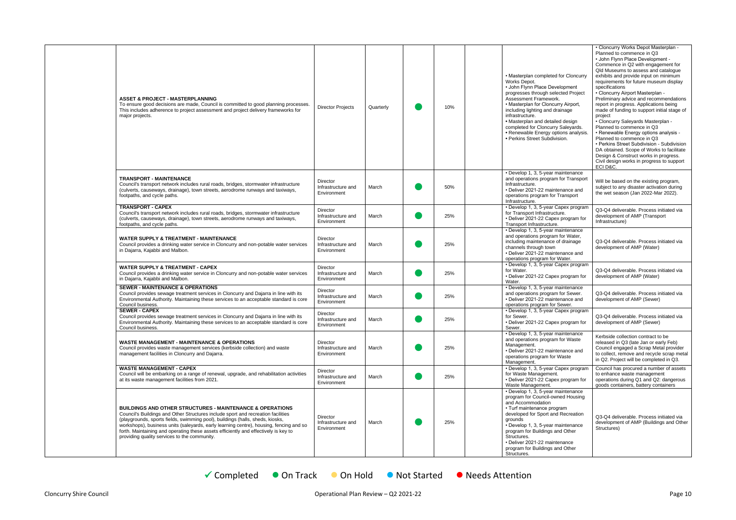| | | | | | | | | |
|---|---|---|---|---|---|---|---|---|
| | **ASSET & PROJECT - MASTERPLANNING**<br>To ensure good decisions are made, Council is committed to good planning processes. This includes adherence to project assessment and project delivery frameworks for major projects. | Director Projects | Quarterly | ● | 10% | | • Masterplan completed for Cloncurry Works Depot.<br>• John Flynn Place Development progresses through selected Project Assessment Framework.<br>• Masterplan for Cloncurry Airport, including lighting and drainage infrastructure.<br>• Masterplan and detailed design completed for Cloncurry Saleyards.<br>• Renewable Energy options analysis.<br>• Perkins Street Subdivision. | • Cloncurry Works Depot Masterplan - Planned to commence in Q3<br>• John Flynn Place Development - Commence in Q2 with engagement for Qld Museums to assess and catalogue exhibits and provide input on minimum requirements for future museum display specifications<br>• Cloncurry Airport Masterplan - Preliminary advice and recommendations report in progress. Applications being made of funding to support initial stage of project<br>• Cloncurry Saleyards Masterplan - Planned to commence in Q3<br>• Renewable Energy options analysis - Planned to commence in Q3<br>• Perkins Street Subdivision - Subdivision DA obtained. Scope of Works to facilitate Design & Construct works in progress. Civil design works in progress to support ECI D&C. |
| | **TRANSPORT - MAINTENANCE**<br>Council's transport network includes rural roads, bridges, stormwater infrastructure (culverts, causeways, drainage), town streets, aerodrome runways and taxiways, footpaths, and cycle paths. | Director Infrastructure and Environment | March | ● | 50% | | • Develop 1, 3, 5-year maintenance and operations program for Transport Infrastructure.<br>• Deliver 2021-22 maintenance and operations program for Transport Infrastructure. | Will be based on the existing program, subject to any disaster activation during the wet season (Jan 2022-Mar 2022). |
| | **TRANSPORT - CAPEX**<br>Council's transport network includes rural roads, bridges, stormwater infrastructure (culverts, causeways, drainage), town streets, aerodrome runways and taxiways, footpaths, and cycle paths. | Director Infrastructure and Environment | March | ● | 25% | | • Develop 1, 3, 5-year Capex program for Transport Infrastructure.<br>• Deliver 2021-22 Capex program for Transport Infrastructure. | Q3-Q4 deliverable. Process initiated via development of AMP (Transport Infrastructure) |
| | **WATER SUPPLY & TREATMENT - MAINTENANCE**<br>Council provides a drinking water service in Cloncurry and non-potable water services in Dajarra, Kajabbi and Malbon. | Director Infrastructure and Environment | March | ● | 25% | | • Develop 1, 3, 5-year maintenance and operations program for Water, including maintenance of drainage channels through town<br>• Deliver 2021-22 maintenance and operations program for Water. | Q3-Q4 deliverable. Process initiated via development of AMP (Water) |
| | **WATER SUPPLY & TREATMENT - CAPEX**<br>Council provides a drinking water service in Cloncurry and non-potable water services in Dajarra, Kajabbi and Malbon. | Director Infrastructure and Environment | March | ● | 25% | | • Develop 1, 3, 5-year Capex program for Water.<br>• Deliver 2021-22 Capex program for Water. | Q3-Q4 deliverable. Process initiated via development of AMP (Water) |
| | **SEWER - MAINTENANCE & OPERATIONS**<br>Council provides sewage treatment services in Cloncurry and Dajarra in line with its Environmental Authority. Maintaining these services to an acceptable standard is core Council business. | Director Infrastructure and Environment | March | ● | 25% | | • Develop 1, 3, 5-year maintenance and operations program for Sewer.<br>• Deliver 2021-22 maintenance and operations program for Sewer. | Q3-Q4 deliverable. Process initiated via development of AMP (Sewer) |
| | **SEWER - CAPEX**<br>Council provides sewage treatment services in Cloncurry and Dajarra in line with its Environmental Authority. Maintaining these services to an acceptable standard is core Council business. | Director Infrastructure and Environment | March | ● | 25% | | • Develop 1, 3, 5-year Capex program for Sewer.<br>• Deliver 2021-22 Capex program for Sewer. | Q3-Q4 deliverable. Process initiated via development of AMP (Sewer) |
| | **WASTE MANAGEMENT - MAINTENANCE & OPERATIONS**<br>Council provides waste management services (kerbside collection) and waste management facilities in Cloncurry and Dajarra. | Director Infrastructure and Environment | March | ● | 25% | | • Develop 1, 3, 5-year maintenance and operations program for Waste Management.<br>• Deliver 2021-22 maintenance and operations program for Waste Management. | Kerbside collection contract to be released in Q3 (late Jan or early Feb) Council engaged a Scrap Metal provider to collect, remove and recycle scrap metal in Q2. Project will be completed in Q3. |
| | **WASTE MANAGEMENT - CAPEX**<br>Council will be embarking on a range of renewal, upgrade, and rehabilitation activities at its waste management facilities from 2021. | Director Infrastructure and Environment | March | ● | 25% | | • Develop 1, 3, 5-year Capex program for Waste Management.<br>• Deliver 2021-22 Capex program for Waste Management. | Council has procured a number of assets to enhance waste management operations during Q1 and Q2: dangerous goods containers, battery containers |
| | **BUILDINGS AND OTHER STRUCTURES - MAINTENANCE & OPERATIONS**<br>Council's Buildings and Other Structures include sport and recreation facilities (playgrounds, sports fields, swimming pool), buildings (halls, sheds, kiosks, workshops), business units (saleyards, early learning centre), housing, fencing and so forth. Maintaining and operating these assets efficiently and effectively is key to providing quality services to the community. | Director Infrastructure and Environment | March | ● | 25% | | • Develop 1, 3, 5-year maintenance program for Council-owned Housing and Accommodation<br>• Turf maintenance program developed for Sport and Recreation grounds<br>• Develop 1, 3, 5-year maintenance program for Buildings and Other Structures.<br>• Deliver 2021-22 maintenance program for Buildings and Other Structures. | Q3-Q4 deliverable. Process initiated via development of AMP (Buildings and Other Structures) |

✓ Completed ● On Track ● On Hold ● Not Started ● Needs Attention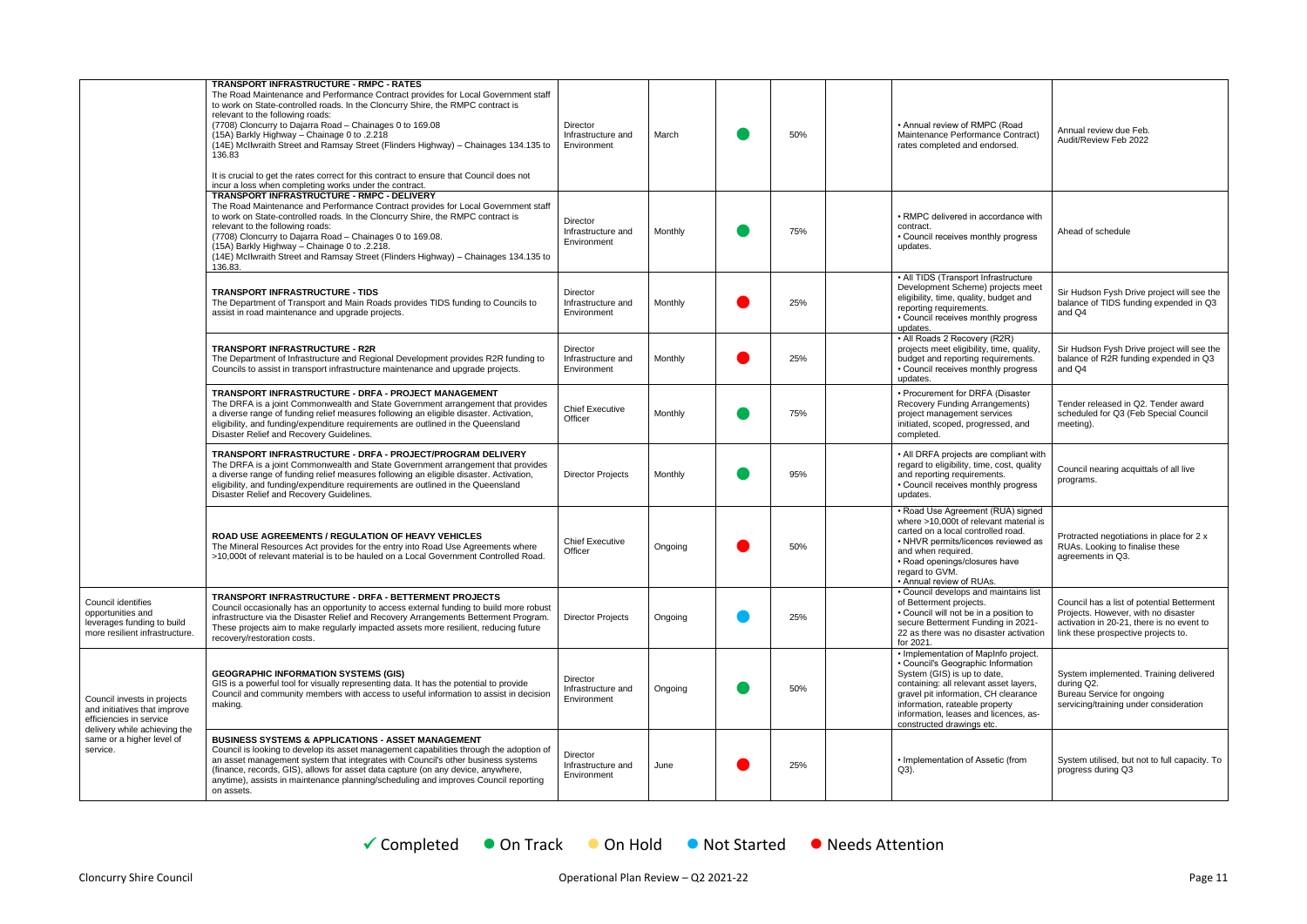| | | | | | | | | |
|---|---|---|---|---|---|---|---|---|
| | **TRANSPORT INFRASTRUCTURE - RMPC - RATES**<br>The Road Maintenance and Performance Contract provides for Local Government staff to work on State-controlled roads. In the Cloncurry Shire, the RMPC contract is relevant to the following roads:<br>(7708) Cloncurry to Dajarra Road – Chainages 0 to 169.08<br>(15A) Barkly Highway – Chainage 0 to .2.218<br>(14E) McIlwraith Street and Ramsay Street (Flinders Highway) – Chainages 134.135 to 136.83<br><br>It is crucial to get the rates correct for this contract to ensure that Council does not incur a loss when completing works under the contract. | Director Infrastructure and Environment | March | ● On Track | 50% | | • Annual review of RMPC (Road Maintenance Performance Contract) rates completed and endorsed. | Annual review due Feb. Audit/Review Feb 2022 |
| | **TRANSPORT INFRASTRUCTURE - RMPC - DELIVERY**<br>The Road Maintenance and Performance Contract provides for Local Government staff to work on State-controlled roads. In the Cloncurry Shire, the RMPC contract is relevant to the following roads:<br>(7708) Cloncurry to Dajarra Road – Chainages 0 to 169.08.<br>(15A) Barkly Highway – Chainage 0 to .2.218.<br>(14E) McIlwraith Street and Ramsay Street (Flinders Highway) – Chainages 134.135 to 136.83. | Director Infrastructure and Environment | Monthly | ● On Track | 75% | | • RMPC delivered in accordance with contract.<br>• Council receives monthly progress updates. | Ahead of schedule |
| | **TRANSPORT INFRASTRUCTURE - TIDS**<br>The Department of Transport and Main Roads provides TIDS funding to Councils to assist in road maintenance and upgrade projects. | Director Infrastructure and Environment | Monthly | ● Needs Attention | 25% | | • All TIDS (Transport Infrastructure Development Scheme) projects meet eligibility, time, quality, budget and reporting requirements.<br>• Council receives monthly progress updates. | Sir Hudson Fysh Drive project will see the balance of TIDS funding expended in Q3 and Q4 |
| | **TRANSPORT INFRASTRUCTURE - R2R**<br>The Department of Infrastructure and Regional Development provides R2R funding to Councils to assist in transport infrastructure maintenance and upgrade projects. | Director Infrastructure and Environment | Monthly | ● Needs Attention | 25% | | • All Roads 2 Recovery (R2R) projects meet eligibility, time, quality, budget and reporting requirements.<br>• Council receives monthly progress updates. | Sir Hudson Fysh Drive project will see the balance of R2R funding expended in Q3 and Q4 |
| | **TRANSPORT INFRASTRUCTURE - DRFA - PROJECT MANAGEMENT**<br>The DRFA is a joint Commonwealth and State Government arrangement that provides a diverse range of funding relief measures following an eligible disaster. Activation, eligibility, and funding/expenditure requirements are outlined in the Queensland Disaster Relief and Recovery Guidelines. | Chief Executive Officer | Monthly | ● On Track | 75% | | • Procurement for DRFA (Disaster Recovery Funding Arrangements) project management services initiated, scoped, progressed, and completed. | Tender released in Q2. Tender award scheduled for Q3 (Feb Special Council meeting). |
| | **TRANSPORT INFRASTRUCTURE - DRFA - PROJECT/PROGRAM DELIVERY**<br>The DRFA is a joint Commonwealth and State Government arrangement that provides a diverse range of funding relief measures following an eligible disaster. Activation, eligibility, and funding/expenditure requirements are outlined in the Queensland Disaster Relief and Recovery Guidelines. | Director Projects | Monthly | ● On Track | 95% | | • All DRFA projects are compliant with regard to eligibility, time, cost, quality and reporting requirements.<br>• Council receives monthly progress updates. | Council nearing acquittals of all live programs. |
| | **ROAD USE AGREEMENTS / REGULATION OF HEAVY VEHICLES**<br>The Mineral Resources Act provides for the entry into Road Use Agreements where >10,000t of relevant material is to be hauled on a Local Government Controlled Road. | Chief Executive Officer | Ongoing | ● Needs Attention | 50% | | • Road Use Agreement (RUA) signed where >10,000t of relevant material is carted on a local controlled road.<br>• NHVR permits/licences reviewed as and when required.<br>• Road openings/closures have regard to GVM.<br>• Annual review of RUAs. | Protracted negotiations in place for 2 x RUAs. Looking to finalise these agreements in Q3. |
| Council identifies opportunities and leverages funding to build more resilient infrastructure. | **TRANSPORT INFRASTRUCTURE - DRFA - BETTERMENT PROJECTS**<br>Council occasionally has an opportunity to access external funding to build more robust infrastructure via the Disaster Relief and Recovery Arrangements Betterment Program. These projects aim to make regularly impacted assets more resilient, reducing future recovery/restoration costs. | Director Projects | Ongoing | ● Not Started | 25% | | • Council develops and maintains list of Betterment projects.<br>• Council will not be in a position to secure Betterment Funding in 2021-22 as there was no disaster activation for 2021. | Council has a list of potential Betterment Projects. However, with no disaster activation in 20-21, there is no event to link these prospective projects to. |
| Council invests in projects and initiatives that improve efficiencies in service delivery while achieving the same or a higher level of service. | **GEOGRAPHIC INFORMATION SYSTEMS (GIS)**<br>GIS is a powerful tool for visually representing data. It has the potential to provide Council and community members with access to useful information to assist in decision making. | Director Infrastructure and Environment | Ongoing | ● On Track | 50% | | • Implementation of MapInfo project.<br>• Council's Geographic Information System (GIS) is up to date, containing: all relevant asset layers, gravel pit information, CH clearance information, rateable property information, leases and licences, as-constructed drawings etc. | System implemented. Training delivered during Q2.<br>Bureau Service for ongoing servicing/training under consideration |
| | **BUSINESS SYSTEMS & APPLICATIONS - ASSET MANAGEMENT**<br>Council is looking to develop its asset management capabilities through the adoption of an asset management system that integrates with Council's other business systems (finance, records, GIS), allows for asset data capture (on any device, anywhere, anytime), assists in maintenance planning/scheduling and improves Council reporting on assets. | Director Infrastructure and Environment | June | ● Needs Attention | 25% | | • Implementation of Assetic (from Q3). | System utilised, but not to full capacity. To progress during Q3 |

✓ Completed ● On Track ● On Hold ● Not Started ● Needs Attention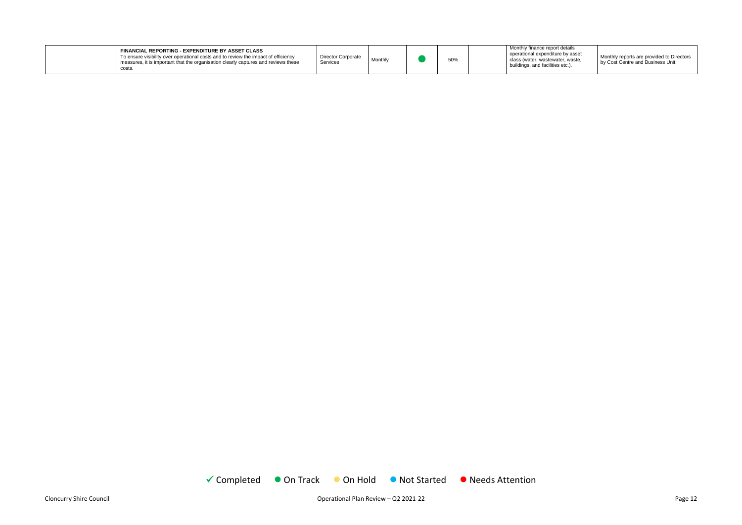|  | **FINANCIAL REPORTING - EXPENDITURE BY ASSET CLASS** To ensure visibility over operational costs and to review the impact of efficiency measures, it is important that the organisation clearly captures and reviews these costs. | Director Corporate Services | Monthly | ● | 50% |  | Monthly finance report details operational expenditure by asset class (water, wastewater, waste, buildings, and facilities etc.). | Monthly reports are provided to Directors by Cost Centre and Business Unit. |
|---|---|---|---|---|---|---|---|---|

✓ Completed ● On Track ● On Hold ● Not Started ● Needs Attention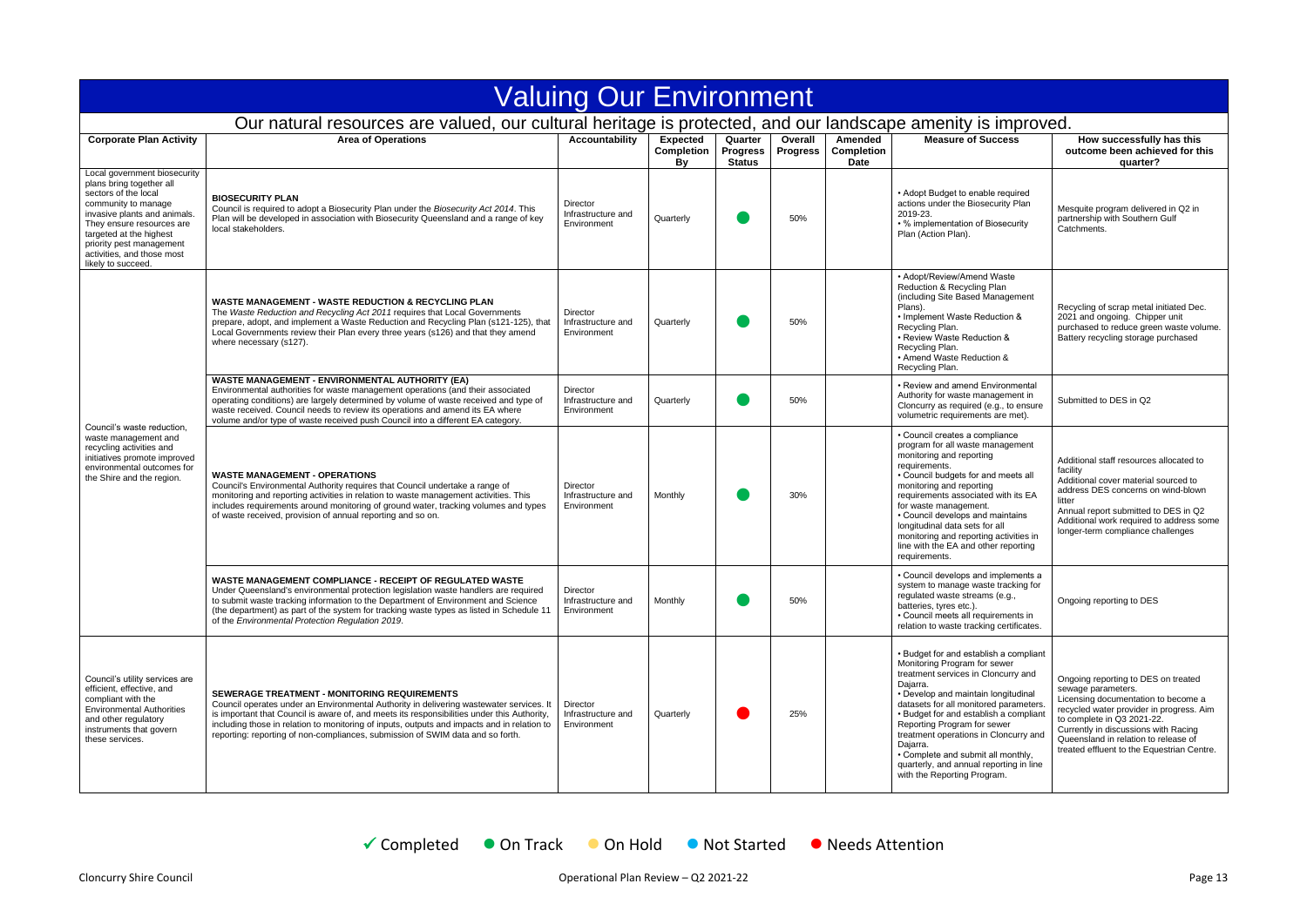# Valuing Our Environment

## Our natural resources are valued, our cultural heritage is protected, and our landscape amenity is improved.

| Corporate Plan Activity | Area of Operations | Accountability | Expected Completion By | Quarter Progress Status | Overall Progress | Amended Completion Date | Measure of Success | How successfully has this outcome been achieved for this quarter? |
|---|---|---|---|---|---|---|---|---|
| Local government biosecurity plans bring together all sectors of the local community to manage invasive plants and animals. They ensure resources are targeted at the highest priority pest management activities, and those most likely to succeed. | **BIOSECURITY PLAN**<br>Council is required to adopt a Biosecurity Plan under the *Biosecurity Act 2014*. This Plan will be developed in association with Biosecurity Queensland and a range of key local stakeholders. | Director Infrastructure and Environment | Quarterly | ● | 50% | | • Adopt Budget to enable required actions under the Biosecurity Plan 2019-23.<br>• % implementation of Biosecurity Plan (Action Plan). | Mesquite program delivered in Q2 in partnership with Southern Gulf Catchments. |
| Council's waste reduction, waste management and recycling activities and initiatives promote improved environmental outcomes for the Shire and the region. | **WASTE MANAGEMENT - WASTE REDUCTION & RECYCLING PLAN**<br>The *Waste Reduction and Recycling Act 2011* requires that Local Governments prepare, adopt, and implement a Waste Reduction and Recycling Plan (s121-125), that Local Governments review their Plan every three years (s126) and that they amend where necessary (s127). | Director Infrastructure and Environment | Quarterly | ● | 50% | | • Adopt/Review/Amend Waste Reduction & Recycling Plan (including Site Based Management Plans).<br>• Implement Waste Reduction & Recycling Plan.<br>• Review Waste Reduction & Recycling Plan.<br>• Amend Waste Reduction & Recycling Plan. | Recycling of scrap metal initiated Dec. 2021 and ongoing. Chipper unit purchased to reduce green waste volume. Battery recycling storage purchased |
| | **WASTE MANAGEMENT - ENVIRONMENTAL AUTHORITY (EA)**<br>Environmental authorities for waste management operations (and their associated operating conditions) are largely determined by volume of waste received and type of waste received. Council needs to review its operations and amend its EA where volume and/or type of waste received push Council into a different EA category. | Director Infrastructure and Environment | Quarterly | ● | 50% | | • Review and amend Environmental Authority for waste management in Cloncurry as required (e.g., to ensure volumetric requirements are met). | Submitted to DES in Q2 |
| | **WASTE MANAGEMENT - OPERATIONS**<br>Council's Environmental Authority requires that Council undertake a range of monitoring and reporting activities in relation to waste management activities. This includes requirements around monitoring of ground water, tracking volumes and types of waste received, provision of annual reporting and so on. | Director Infrastructure and Environment | Monthly | ● | 30% | | • Council creates a compliance program for all waste management monitoring and reporting requirements.<br>• Council budgets for and meets all monitoring and reporting requirements associated with its EA for waste management.<br>• Council develops and maintains longitudinal data sets for all monitoring and reporting activities in line with the EA and other reporting requirements. | Additional staff resources allocated to facility<br>Additional cover material sourced to address DES concerns on wind-blown litter<br>Annual report submitted to DES in Q2<br>Additional work required to address some longer-term compliance challenges |
| | **WASTE MANAGEMENT COMPLIANCE - RECEIPT OF REGULATED WASTE**<br>Under Queensland's environmental protection legislation waste handlers are required to submit waste tracking information to the Department of Environment and Science (the department) as part of the system for tracking waste types as listed in Schedule 11 of the *Environmental Protection Regulation 2019*. | Director Infrastructure and Environment | Monthly | ● | 50% | | • Council develops and implements a system to manage waste tracking for regulated waste streams (e.g., batteries, tyres etc.).<br>• Council meets all requirements in relation to waste tracking certificates. | Ongoing reporting to DES |
| Council's utility services are efficient, effective, and compliant with the Environmental Authorities and other regulatory instruments that govern these services. | **SEWERAGE TREATMENT - MONITORING REQUIREMENTS**<br>Council operates under an Environmental Authority in delivering wastewater services. It is important that Council is aware of, and meets its responsibilities under this Authority, including those in relation to monitoring of inputs, outputs and impacts and in relation to reporting: reporting of non-compliances, submission of SWIM data and so forth. | Director Infrastructure and Environment | Quarterly | ● (Needs Attention) | 25% | | • Budget for and establish a compliant Monitoring Program for sewer treatment services in Cloncurry and Dajarra.<br>• Develop and maintain longitudinal datasets for all monitored parameters.<br>• Budget for and establish a compliant Reporting Program for sewer treatment operations in Cloncurry and Dajarra.<br>• Complete and submit all monthly, quarterly, and annual reporting in line with the Reporting Program. | Ongoing reporting to DES on treated sewage parameters.<br>Licensing documentation to become a recycled water provider in progress. Aim to complete in Q3 2021-22.<br>Currently in discussions with Racing Queensland in relation to release of treated effluent to the Equestrian Centre. |

✓ Completed ● On Track ● On Hold ● Not Started ● Needs Attention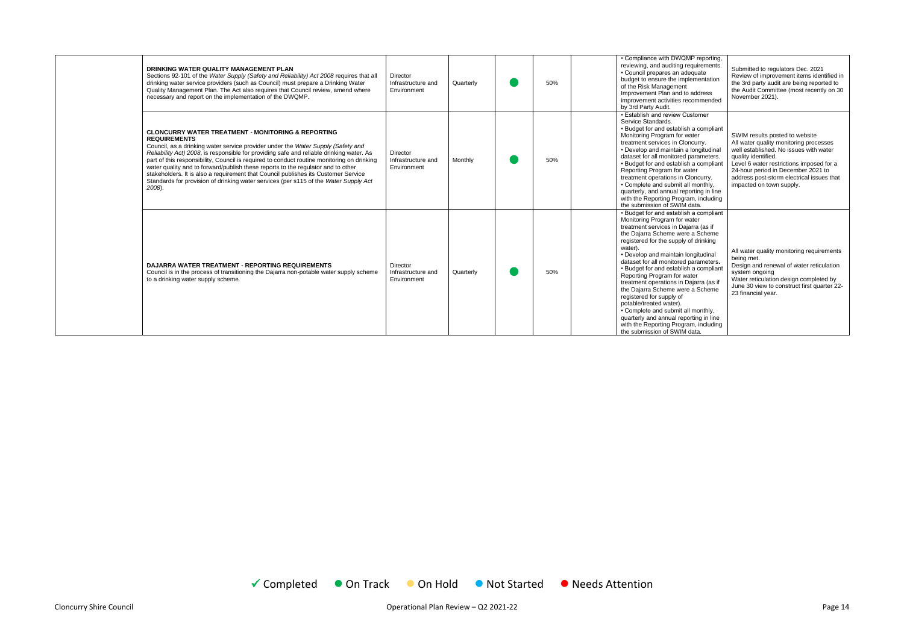| | | | | | | | | |
|---|---|---|---|---|---|---|---|---|
| | **DRINKING WATER QUALITY MANAGEMENT PLAN**<br>Sections 92-101 of the *Water Supply (Safety and Reliability) Act 2008* requires that all drinking water service providers (such as Council) must prepare a Drinking Water Quality Management Plan. The Act also requires that Council review, amend where necessary and report on the implementation of the DWQMP. | Director Infrastructure and Environment | Quarterly | ● | 50% | | • Compliance with DWQMP reporting, reviewing, and auditing requirements.<br>• Council prepares an adequate budget to ensure the implementation of the Risk Management Improvement Plan and to address improvement activities recommended by 3rd Party Audit. | Submitted to regulators Dec. 2021<br>Review of improvement items identified in the 3rd party audit are being reported to the Audit Committee (most recently on 30 November 2021). |
| | **CLONCURRY WATER TREATMENT - MONITORING & REPORTING REQUIREMENTS**<br>Council, as a drinking water service provider under the *Water Supply (Safety and Reliability Act) 2008*, is responsible for providing safe and reliable drinking water. As part of this responsibility, Council is required to conduct routine monitoring on drinking water quality and to forward/publish these reports to the regulator and to other stakeholders. It is also a requirement that Council publishes its Customer Service Standards for provision of drinking water services (per s115 of the *Water Supply Act 2008*). | Director Infrastructure and Environment | Monthly | ● | 50% | | • Establish and review Customer Service Standards.<br>• Budget for and establish a compliant Monitoring Program for water treatment services in Cloncurry.<br>• Develop and maintain a longitudinal dataset for all monitored parameters.<br>• Budget for and establish a compliant Reporting Program for water treatment operations in Cloncurry.<br>• Complete and submit all monthly, quarterly, and annual reporting in line with the Reporting Program, including the submission of SWIM data. | SWIM results posted to website<br>All water quality monitoring processes well established. No issues with water quality identified.<br>Level 6 water restrictions imposed for a 24-hour period in December 2021 to address post-storm electrical issues that impacted on town supply. |
| | **DAJARRA WATER TREATMENT - REPORTING REQUIREMENTS**<br>Council is in the process of transitioning the Dajarra non-potable water supply scheme to a drinking water supply scheme. | Director Infrastructure and Environment | Quarterly | ● | 50% | | • Budget for and establish a compliant Monitoring Program for water treatment services in Dajarra (as if the Dajarra Scheme were a Scheme registered for the supply of drinking water).<br>• Develop and maintain longitudinal dataset for all monitored parameters.<br>• Budget for and establish a compliant Reporting Program for water treatment operations in Dajarra (as if the Dajarra Scheme were a Scheme registered for supply of potable/treated water).<br>• Complete and submit all monthly, quarterly and annual reporting in line with the Reporting Program, including the submission of SWIM data. | All water quality monitoring requirements being met.<br>Design and renewal of water reticulation system ongoing<br>Water reticulation design completed by June 30 view to construct first quarter 22-23 financial year. |

✓ Completed ● On Track ● On Hold ● Not Started ● Needs Attention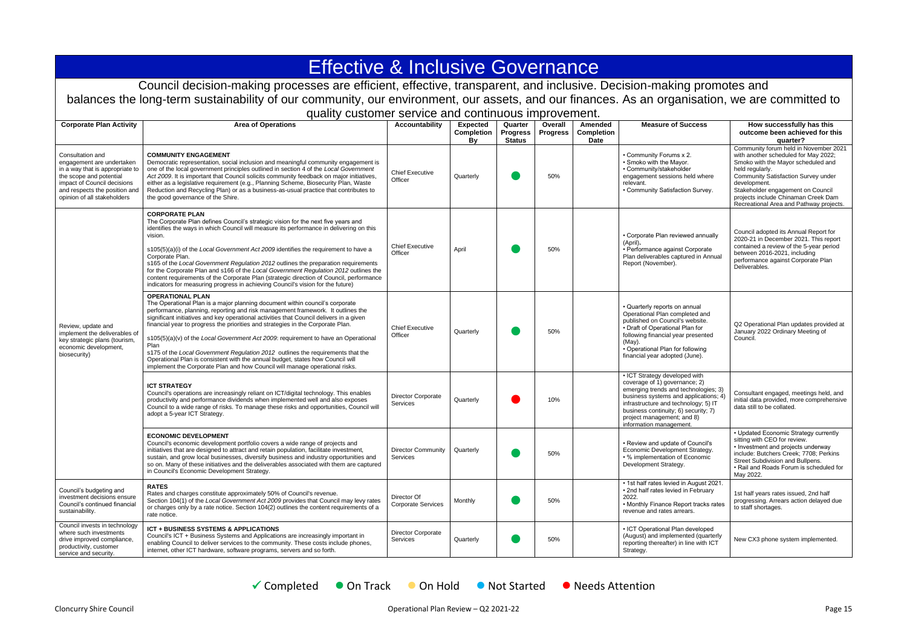# Effective & Inclusive Governance

Council decision-making processes are efficient, effective, transparent, and inclusive. Decision-making promotes and balances the long-term sustainability of our community, our environment, our assets, and our finances. As an organisation, we are committed to quality customer service and continuous improvement.

| Corporate Plan Activity | Area of Operations | Accountability | Expected Completion By | Quarter Progress Status | Overall Progress | Amended Completion Date | Measure of Success | How successfully has this outcome been achieved for this quarter? |
|---|---|---|---|---|---|---|---|---|
| Consultation and engagement are undertaken in a way that is appropriate to the scope and potential impact of Council decisions and respects the position and opinion of all stakeholders | **COMMUNITY ENGAGEMENT**<br>Democratic representation, social inclusion and meaningful community engagement is one of the local government principles outlined in section 4 of the *Local Government Act 2009*. It is important that Council solicits community feedback on major initiatives, either as a legislative requirement (e.g., Planning Scheme, Biosecurity Plan, Waste Reduction and Recycling Plan) or as a business-as-usual practice that contributes to the good governance of the Shire. | Chief Executive Officer | Quarterly | ● On Track | 50% | | • Community Forums x 2.<br>• Smoko with the Mayor.<br>• Community/stakeholder engagement sessions held where relevant.<br>• Community Satisfaction Survey. | Community forum held in November 2021 with another scheduled for May 2022; Smoko with the Mayor scheduled and held regularly.<br>Community Satisfaction Survey under development.<br>Stakeholder engagement on Council projects include Chinaman Creek Dam Recreational Area and Pathway projects. |
| Review, update and implement the deliverables of key strategic plans (tourism, economic development, biosecurity) | **CORPORATE PLAN**<br>The Corporate Plan defines Council's strategic vision for the next five years and identifies the ways in which Council will measure its performance in delivering on this vision.<br>s105(5)(a)(i) of the *Local Government Act 2009* identifies the requirement to have a Corporate Plan.<br>s165 of the *Local Government Regulation 2012* outlines the preparation requirements for the Corporate Plan and s166 of the *Local Government Regulation 2012* outlines the content requirements of the Corporate Plan (strategic direction of Council, performance indicators for measuring progress in achieving Council's vision for the future) | Chief Executive Officer | April | ● On Track | 50% | | • Corporate Plan reviewed annually (April).<br>• Performance against Corporate Plan deliverables captured in Annual Report (November). | Council adopted its Annual Report for 2020-21 in December 2021. This report contained a review of the 5-year period between 2016-2021, including performance against Corporate Plan Deliverables. |
| | **OPERATIONAL PLAN**<br>The Operational Plan is a major planning document within council's corporate performance, planning, reporting and risk management framework. It outlines the significant initiatives and key operational activities that Council delivers in a given financial year to progress the priorities and strategies in the Corporate Plan.<br>s105(5)(a)(v) of the *Local Government Act 2009*: requirement to have an Operational Plan<br>s175 of the *Local Government Regulation 2012* outlines the requirements that the Operational Plan is consistent with the annual budget, states how Council will implement the Corporate Plan and how Council will manage operational risks. | Chief Executive Officer | Quarterly | ● On Track | 50% | | • Quarterly reports on annual Operational Plan completed and published on Council's website.<br>• Draft of Operational Plan for following financial year presented (May).<br>• Operational Plan for following financial year adopted (June). | Q2 Operational Plan updates provided at January 2022 Ordinary Meeting of Council. |
| | **ICT STRATEGY**<br>Council's operations are increasingly reliant on ICT/digital technology. This enables productivity and performance dividends when implemented well and also exposes Council to a wide range of risks. To manage these risks and opportunities, Council will adopt a 5-year ICT Strategy. | Director Corporate Services | Quarterly | ● Needs Attention | 10% | | • ICT Strategy developed with coverage of 1) governance; 2) emerging trends and technologies; 3) business systems and applications; 4) infrastructure and technology; 5) IT business continuity; 6) security; 7) project management; and 8) information management. | Consultant engaged, meetings held, and initial data provided, more comprehensive data still to be collated. |
| | **ECONOMIC DEVELOPMENT**<br>Council's economic development portfolio covers a wide range of projects and initiatives that are designed to attract and retain population, facilitate investment, sustain, and grow local businesses, diversify business and industry opportunities and so on. Many of these initiatives and the deliverables associated with them are captured in Council's Economic Development Strategy. | Director Community Services | Quarterly | ● On Track | 50% | | • Review and update of Council's Economic Development Strategy.<br>• % implementation of Economic Development Strategy. | • Updated Economic Strategy currently sitting with CEO for review.<br>• Investment and projects underway include: Butchers Creek; 7708; Perkins Street Subdivision and Bullpens.<br>• Rail and Roads Forum is scheduled for May 2022. |
| Council's budgeting and investment decisions ensure Council's continued financial sustainability. | **RATES**<br>Rates and charges constitute approximately 50% of Council's revenue.<br>Section 104(1) of the *Local Government Act 2009* provides that Council may levy rates or charges only by a rate notice. Section 104(2) outlines the content requirements of a rate notice. | Director Of Corporate Services | Monthly | ● On Track | 50% | | • 1st half rates levied in August 2021.<br>• 2nd half rates levied in February 2022.<br>• Monthly Finance Report tracks rates revenue and rates arrears. | 1st half years rates issued, 2nd half progressing. Arrears action delayed due to staff shortages. |
| Council invests in technology where such investments drive improved compliance, productivity, customer service and security. | **ICT + BUSINESS SYSTEMS & APPLICATIONS**<br>Council's ICT + Business Systems and Applications are increasingly important in enabling Council to deliver services to the community. These costs include phones, internet, other ICT hardware, software programs, servers and so forth. | Director Corporate Services | Quarterly | ● On Track | 50% | | • ICT Operational Plan developed (August) and implemented (quarterly reporting thereafter) in line with ICT Strategy. | New CX3 phone system implemented. |

✓ Completed ● On Track ● On Hold ● Not Started ● Needs Attention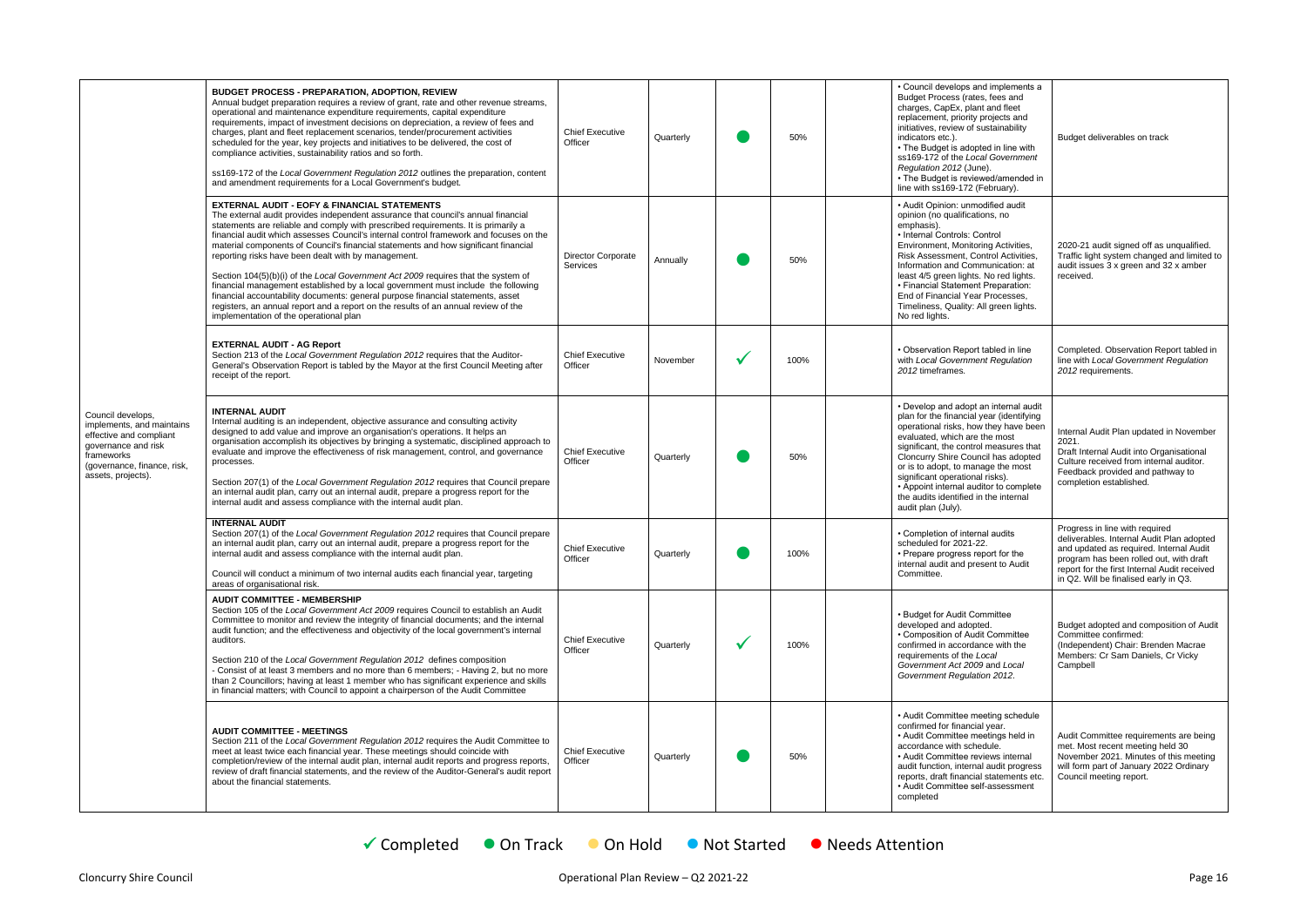| | | | | | | | | |
|---|---|---|---|---|---|---|---|---|
| Council develops, implements, and maintains effective and compliant governance and risk frameworks (governance, finance, risk, assets, projects). | **BUDGET PROCESS - PREPARATION, ADOPTION, REVIEW**<br>Annual budget preparation requires a review of grant, rate and other revenue streams, operational and maintenance expenditure requirements, capital expenditure requirements, impact of investment decisions on depreciation, a review of fees and charges, plant and fleet replacement scenarios, tender/procurement activities scheduled for the year, key projects and initiatives to be delivered, the cost of compliance activities, sustainability ratios and so forth.<br><br>ss169-172 of the *Local Government Regulation 2012* outlines the preparation, content and amendment requirements for a Local Government's budget. | Chief Executive Officer | Quarterly | ● | 50% | | • Council develops and implements a Budget Process (rates, fees and charges, CapEx, plant and fleet replacement, priority projects and initiatives, review of sustainability indicators etc.).<br>• The Budget is adopted in line with ss169-172 of the *Local Government Regulation 2012* (June).<br>• The Budget is reviewed/amended in line with ss169-172 (February). | Budget deliverables on track |
| | **EXTERNAL AUDIT - EOFY & FINANCIAL STATEMENTS**<br>The external audit provides independent assurance that council's annual financial statements are reliable and comply with prescribed requirements. It is primarily a financial audit which assesses Council's internal control framework and focuses on the material components of Council's financial statements and how significant financial reporting risks have been dealt with by management.<br><br>Section 104(5)(b)(i) of the *Local Government Act 2009* requires that the system of financial management established by a local government must include the following financial accountability documents: general purpose financial statements, asset registers, an annual report and a report on the results of an annual review of the implementation of the operational plan | Director Corporate Services | Annually | ● | 50% | | • Audit Opinion: unmodified audit opinion (no qualifications, no emphasis).<br>• Internal Controls: Control Environment, Monitoring Activities, Risk Assessment, Control Activities, Information and Communication: at least 4/5 green lights. No red lights.<br>• Financial Statement Preparation: End of Financial Year Processes, Timeliness, Quality: All green lights. No red lights. | 2020-21 audit signed off as unqualified. Traffic light system changed and limited to audit issues 3 x green and 32 x amber received. |
| | **EXTERNAL AUDIT - AG Report**<br>Section 213 of the *Local Government Regulation 2012* requires that the Auditor-General's Observation Report is tabled by the Mayor at the first Council Meeting after receipt of the report. | Chief Executive Officer | November | ✓ | 100% | | • Observation Report tabled in line with *Local Government Regulation 2012* timeframes. | Completed. Observation Report tabled in line with *Local Government Regulation 2012* requirements. |
| | **INTERNAL AUDIT**<br>Internal auditing is an independent, objective assurance and consulting activity designed to add value and improve an organisation's operations. It helps an organisation accomplish its objectives by bringing a systematic, disciplined approach to evaluate and improve the effectiveness of risk management, control, and governance processes.<br><br>Section 207(1) of the *Local Government Regulation 2012* requires that Council prepare an internal audit plan, carry out an internal audit, prepare a progress report for the internal audit and assess compliance with the internal audit plan. | Chief Executive Officer | Quarterly | ● | 50% | | • Develop and adopt an internal audit plan for the financial year (identifying operational risks, how they have been evaluated, which are the most significant, the control measures that Cloncurry Shire Council has adopted or is to adopt, to manage the most significant operational risks).<br>• Appoint internal auditor to complete the audits identified in the internal audit plan (July). | Internal Audit Plan updated in November 2021.<br>Draft Internal Audit into Organisational Culture received from internal auditor. Feedback provided and pathway to completion established. |
| | **INTERNAL AUDIT**<br>Section 207(1) of the *Local Government Regulation 2012* requires that Council prepare an internal audit plan, carry out an internal audit, prepare a progress report for the internal audit and assess compliance with the internal audit plan.<br><br>Council will conduct a minimum of two internal audits each financial year, targeting areas of organisational risk. | Chief Executive Officer | Quarterly | ● | 100% | | • Completion of internal audits scheduled for 2021-22.<br>• Prepare progress report for the internal audit and present to Audit Committee. | Progress in line with required deliverables. Internal Audit Plan adopted and updated as required. Internal Audit program has been rolled out, with draft report for the first Internal Audit received in Q2. Will be finalised early in Q3. |
| | **AUDIT COMMITTEE - MEMBERSHIP**<br>Section 105 of the *Local Government Act 2009* requires Council to establish an Audit Committee to monitor and review the integrity of financial documents; and the internal audit function; and the effectiveness and objectivity of the local government's internal auditors.<br><br>Section 210 of the *Local Government Regulation 2012* defines composition<br>- Consist of at least 3 members and no more than 6 members; - Having 2, but no more than 2 Councillors; having at least 1 member who has significant experience and skills in financial matters; with Council to appoint a chairperson of the Audit Committee | Chief Executive Officer | Quarterly | ✓ | 100% | | • Budget for Audit Committee developed and adopted.<br>• Composition of Audit Committee confirmed in accordance with the requirements of the *Local Government Act 2009* and *Local Government Regulation 2012*. | Budget adopted and composition of Audit Committee confirmed:<br>(Independent) Chair: Brenden Macrae<br>Members: Cr Sam Daniels, Cr Vicky Campbell |
| | **AUDIT COMMITTEE - MEETINGS**<br>Section 211 of the *Local Government Regulation 2012* requires the Audit Committee to meet at least twice each financial year. These meetings should coincide with completion/review of the internal audit plan, internal audit reports and progress reports, review of draft financial statements, and the review of the Auditor-General's audit report about the financial statements. | Chief Executive Officer | Quarterly | ● | 50% | | • Audit Committee meeting schedule confirmed for financial year.<br>• Audit Committee meetings held in accordance with schedule.<br>• Audit Committee reviews internal audit function, internal audit progress reports, draft financial statements etc.<br>• Audit Committee self-assessment completed | Audit Committee requirements are being met. Most recent meeting held 30 November 2021. Minutes of this meeting will form part of January 2022 Ordinary Council meeting report. |

✓ Completed ● On Track ● On Hold ● Not Started ● Needs Attention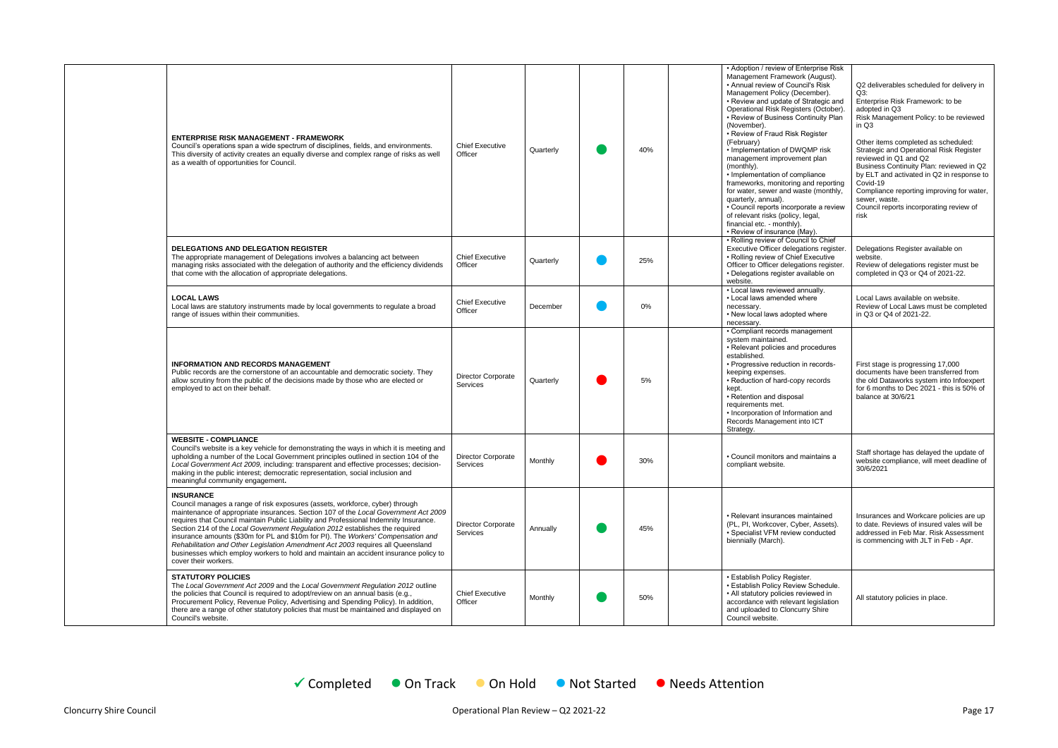| | | | | | | | | |
|---|---|---|---|---|---|---|---|---|
| | **ENTERPRISE RISK MANAGEMENT - FRAMEWORK**<br>Council's operations span a wide spectrum of disciplines, fields, and environments. This diversity of activity creates an equally diverse and complex range of risks as well as a wealth of opportunities for Council. | Chief Executive Officer | Quarterly | ● On Track | 40% | | • Adoption / review of Enterprise Risk Management Framework (August).<br>• Annual review of Council's Risk Management Policy (December).<br>• Review and update of Strategic and Operational Risk Registers (October).<br>• Review of Business Continuity Plan (November).<br>• Review of Fraud Risk Register (February)<br>• Implementation of DWQMP risk management improvement plan (monthly).<br>• Implementation of compliance frameworks, monitoring and reporting for water, sewer and waste (monthly, quarterly, annual).<br>• Council reports incorporate a review of relevant risks (policy, legal, financial etc. - monthly).<br>• Review of insurance (May). | Q2 deliverables scheduled for delivery in Q3:<br>Enterprise Risk Framework: to be adopted in Q3<br>Risk Management Policy: to be reviewed in Q3<br><br>Other items completed as scheduled:<br>Strategic and Operational Risk Register reviewed in Q1 and Q2<br>Business Continuity Plan: reviewed in Q2 by ELT and activated in Q2 in response to Covid-19<br>Compliance reporting improving for water, sewer, waste.<br>Council reports incorporating review of risk |
| | **DELEGATIONS AND DELEGATION REGISTER**<br>The appropriate management of Delegations involves a balancing act between managing risks associated with the delegation of authority and the efficiency dividends that come with the allocation of appropriate delegations. | Chief Executive Officer | Quarterly | ● Not Started | 25% | | • Rolling review of Council to Chief Executive Officer delegations register.<br>• Rolling review of Chief Executive Officer to Officer delegations register.<br>• Delegations register available on website. | Delegations Register available on website.<br>Review of delegations register must be completed in Q3 or Q4 of 2021-22. |
| | **LOCAL LAWS**<br>Local laws are statutory instruments made by local governments to regulate a broad range of issues within their communities. | Chief Executive Officer | December | ● Not Started | 0% | | • Local laws reviewed annually.<br>• Local laws amended where necessary.<br>• New local laws adopted where necessary. | Local Laws available on website.<br>Review of Local Laws must be completed in Q3 or Q4 of 2021-22. |
| | **INFORMATION AND RECORDS MANAGEMENT**<br>Public records are the cornerstone of an accountable and democratic society. They allow scrutiny from the public of the decisions made by those who are elected or employed to act on their behalf. | Director Corporate Services | Quarterly | ● Needs Attention | 5% | | • Compliant records management system maintained.<br>• Relevant policies and procedures established.<br>• Progressive reduction in records-keeping expenses.<br>• Reduction of hard-copy records kept.<br>• Retention and disposal requirements met.<br>• Incorporation of Information and Records Management into ICT Strategy. | First stage is progressing 17,000 documents have been transferred from the old Dataworks system into Infoexpert for 6 months to Dec 2021 - this is 50% of balance at 30/6/21 |
| | **WEBSITE - COMPLIANCE**<br>Council's website is a key vehicle for demonstrating the ways in which it is meeting and upholding a number of the Local Government principles outlined in section 104 of the *Local Government Act 2009*, including: transparent and effective processes; decision-making in the public interest; democratic representation, social inclusion and meaningful community engagement**.** | Director Corporate Services | Monthly | ● Needs Attention | 30% | | • Council monitors and maintains a compliant website. | Staff shortage has delayed the update of website compliance, will meet deadline of 30/6/2021 |
| | **INSURANCE**<br>Council manages a range of risk exposures (assets, workforce, cyber) through maintenance of appropriate insurances. Section 107 of the *Local Government Act 2009* requires that Council maintain Public Liability and Professional Indemnity Insurance. Section 214 of the *Local Government Regulation 2012* establishes the required insurance amounts ($30m for PL and $10m for PI). The *Workers' Compensation and Rehabilitation and Other Legislation Amendment Act 2003* requires all Queensland businesses which employ workers to hold and maintain an accident insurance policy to cover their workers. | Director Corporate Services | Annually | ● On Track | 45% | | • Relevant insurances maintained (PL, PI, Workcover, Cyber, Assets).<br>• Specialist VFM review conducted biennially (March). | Insurances and Workcare policies are up to date. Reviews of insured vales will be addressed in Feb Mar. Risk Assessment is commencing with JLT in Feb - Apr. |
| | **STATUTORY POLICIES**<br>The *Local Government Act 2009* and the *Local Government Regulation 2012* outline the policies that Council is required to adopt/review on an annual basis (e.g., Procurement Policy, Revenue Policy, Advertising and Spending Policy). In addition, there are a range of other statutory policies that must be maintained and displayed on Council's website. | Chief Executive Officer | Monthly | ● On Track | 50% | | • Establish Policy Register.<br>• Establish Policy Review Schedule.<br>• All statutory policies reviewed in accordance with relevant legislation and uploaded to Cloncurry Shire Council website. | All statutory policies in place. |

✓ Completed ● On Track ● On Hold ● Not Started ● Needs Attention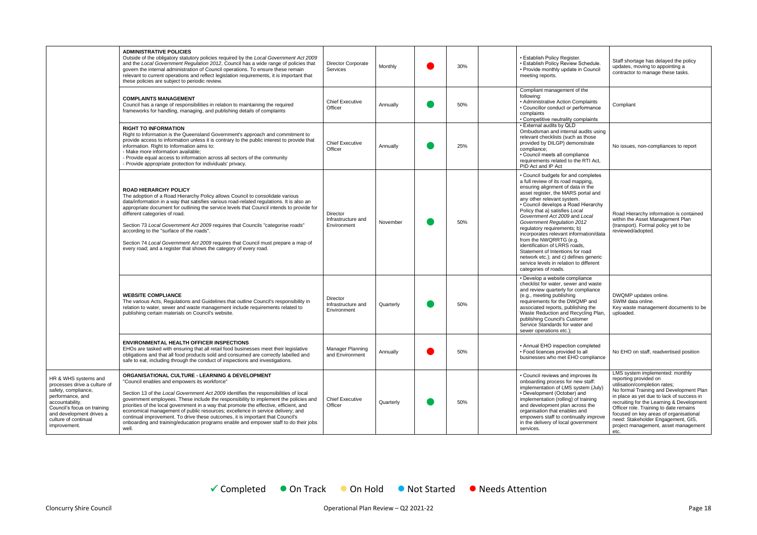| | | | | | | | | |
|---|---|---|---|---|---|---|---|---|
| | **ADMINISTRATIVE POLICIES**<br>Outside of the obligatory statutory policies required by the *Local Government Act 2009* and the *Local Government Regulation 2012*, Council has a wide range of policies that govern the internal administration of Council operations. To ensure these remain relevant to current operations and reflect legislation requirements, it is important that these policies are subject to periodic review. | Director Corporate Services | Monthly | ● | 30% | | • Establish Policy Register.<br>• Establish Policy Review Schedule.<br>• Provide monthly update in Council meeting reports. | Staff shortage has delayed the policy updates, moving to appointing a contractor to manage these tasks. |
| | **COMPLAINTS MANAGEMENT**<br>Council has a range of responsibilities in relation to maintaining the required frameworks for handling, managing, and publishing details of complaints | Chief Executive Officer | Annually | ● | 50% | | Compliant management of the following:<br>• Administrative Action Complaints<br>• Councillor conduct or performance complaints<br>• Competitive neutrality complaints | Compliant |
| | **RIGHT TO INFORMATION**<br>Right to Information is the Queensland Government's approach and commitment to provide access to information unless it is contrary to the public interest to provide that information. Right to Information aims to:<br>- Make more information available;<br>- Provide equal access to information across all sectors of the community<br>- Provide appropriate protection for individuals' privacy. | Chief Executive Officer | Annually | ● | 25% | | • External audits by QLD Ombudsman and internal audits using relevant checklists (such as those provided by DILGP) demonstrate compliance;<br>• Council meets all compliance requirements related to the RTI Act, PID Act and IP Act | No issues, non-compliances to report |
| | **ROAD HIERARCHY POLICY**<br>The adoption of a Road Hierarchy Policy allows Council to consolidate various data/information in a way that satisfies various road-related regulations. It is also an appropriate document for outlining the service levels that Council intends to provide for different categories of road.<br><br>Section 73 *Local Government Act 2009* requires that Councils "categorise roads" according to the "surface of the roads".<br><br>Section 74 *Local Government Act 2009* requires that Council must prepare a map of every road; and a register that shows the category of every road. | Director Infrastructure and Environment | November | ● | 50% | | • Council budgets for and completes a full review of its road mapping, ensuring alignment of data in the asset register, the MARS portal and any other relevant system.<br>• Council develops a Road Hierarchy Policy that a) satisfies *Local Government Act 2009* and *Local Government Regulation 2012* regulatory requirements; b) incorporates relevant information/data from the NWQRRTG (e.g. identification of LRRS roads, Statement of Intentions for road network etc.); and c) defines generic service levels in relation to different categories of roads. | Road Hierarchy information is contained within the Asset Management Plan (transport). Formal policy yet to be reviewed/adopted. |
| | **WEBSITE COMPLIANCE**<br>The various Acts, Regulations and Guidelines that outline Council's responsibility in relation to water, sewer and waste management include requirements related to publishing certain materials on Council's website. | Director Infrastructure and Environment | Quarterly | ● | 50% | | • Develop a website compliance checklist for water, sewer and waste and review quarterly for compliance (e.g., meeting publishing requirements for the DWQMP and associated reports, publishing the Waste Reduction and Recycling Plan, publishing Council's Customer Service Standards for water and sewer operations etc.); | DWQMP updates online.<br>SWIM data online.<br>Key waste management documents to be uploaded. |
| | **ENVIRONMENTAL HEALTH OFFICER INSPECTIONS**<br>EHOs are tasked with ensuring that all retail food businesses meet their legislative obligations and that all food products sold and consumed are correctly labelled and safe to eat, including through the conduct of inspections and investigations. | Manager Planning and Environment | Annually | ● | 50% | | • Annual EHO inspection completed<br>• Food licences provided to all businesses who met EHO compliance | No EHO on staff, readvertised position |
| HR & WHS systems and processes drive a culture of safety, compliance, performance, and accountability. Council's focus on training and development drives a culture of continual improvement. | **ORGANISATIONAL CULTURE - LEARNING & DEVELOPMENT**<br>"Council enables and empowers its workforce"<br><br>Section 13 of the *Local Government Act 2009* identifies the responsibilities of local government employees. These include the responsibility to implement the policies and priorities of the local government in a way that promote the effective, efficient, and economical management of public resources; excellence in service delivery; and continual improvement. To drive these outcomes, it is important that Council's onboarding and training/education programs enable and empower staff to do their jobs well. | Chief Executive Officer | Quarterly | ● | 50% | | • Council reviews and improves its onboarding process for new staff: implementation of LMS system (July)<br>• Development (October) and implementation (rolling) of training and development plan across the organisation that enables and empowers staff to continually improve in the delivery of local government services. | LMS system implemented: monthly reporting provided on utilisation/completion rates;<br>No formal Training and Development Plan in place as yet due to lack of success in recruiting for the Learning & Development Officer role. Training to date remains focused on key areas of organisational need: Stakeholder Engagement, GIS, project management, asset management etc. |

✓ Completed ● On Track ● On Hold ● Not Started ● Needs Attention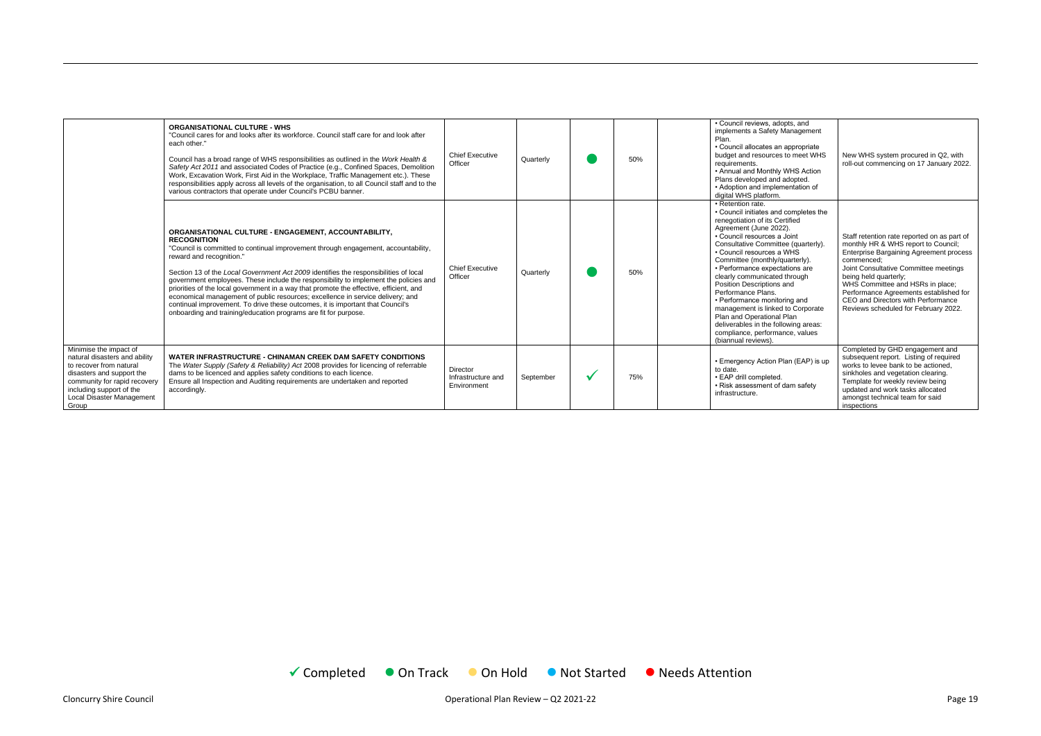| | | | | | | | | |
|---|---|---|---|---|---|---|---|---|
| | **ORGANISATIONAL CULTURE - WHS**<br>"Council cares for and looks after its workforce. Council staff care for and look after each other."<br><br>Council has a broad range of WHS responsibilities as outlined in the *Work Health & Safety Act 2011* and associated Codes of Practice (e.g., Confined Spaces, Demolition Work, Excavation Work, First Aid in the Workplace, Traffic Management etc.). These responsibilities apply across all levels of the organisation, to all Council staff and to the various contractors that operate under Council's PCBU banner. | Chief Executive Officer | Quarterly | ● | 50% | | • Council reviews, adopts, and implements a Safety Management Plan.<br>• Council allocates an appropriate budget and resources to meet WHS requirements.<br>• Annual and Monthly WHS Action Plans developed and adopted.<br>• Adoption and implementation of digital WHS platform. | New WHS system procured in Q2, with roll-out commencing on 17 January 2022. |
| | **ORGANISATIONAL CULTURE - ENGAGEMENT, ACCOUNTABILITY, RECOGNITION**<br>"Council is committed to continual improvement through engagement, accountability, reward and recognition."<br><br>Section 13 of the *Local Government Act 2009* identifies the responsibilities of local government employees. These include the responsibility to implement the policies and priorities of the local government in a way that promote the effective, efficient, and economical management of public resources; excellence in service delivery; and continual improvement. To drive these outcomes, it is important that Council's onboarding and training/education programs are fit for purpose. | Chief Executive Officer | Quarterly | ● | 50% | | • Retention rate.<br>• Council initiates and completes the renegotiation of its Certified Agreement (June 2022).<br>• Council resources a Joint Consultative Committee (quarterly).<br>• Council resources a WHS Committee (monthly/quarterly).<br>• Performance expectations are clearly communicated through Position Descriptions and Performance Plans.<br>• Performance monitoring and management is linked to Corporate Plan and Operational Plan deliverables in the following areas: compliance, performance, values (biannual reviews). | Staff retention rate reported on as part of monthly HR & WHS report to Council;<br>Enterprise Bargaining Agreement process commenced;<br>Joint Consultative Committee meetings being held quarterly;<br>WHS Committee and HSRs in place;<br>Performance Agreements established for CEO and Directors with Performance Reviews scheduled for February 2022. |
| Minimise the impact of natural disasters and ability to recover from natural disasters and support the community for rapid recovery including support of the Local Disaster Management Group | **WATER INFRASTRUCTURE - CHINAMAN CREEK DAM SAFETY CONDITIONS**<br>The *Water Supply (Safety & Reliability) Act* 2008 provides for licencing of referrable dams to be licenced and applies safety conditions to each licence.<br>Ensure all Inspection and Auditing requirements are undertaken and reported accordingly. | Director Infrastructure and Environment | September | ✓ | 75% | | • Emergency Action Plan (EAP) is up to date.<br>• EAP drill completed.<br>• Risk assessment of dam safety infrastructure. | Completed by GHD engagement and subsequent report. Listing of required works to levee bank to be actioned, sinkholes and vegetation clearing. Template for weekly review being updated and work tasks allocated amongst technical team for said inspections |

✓ Completed ● On Track ● On Hold ● Not Started ● Needs Attention